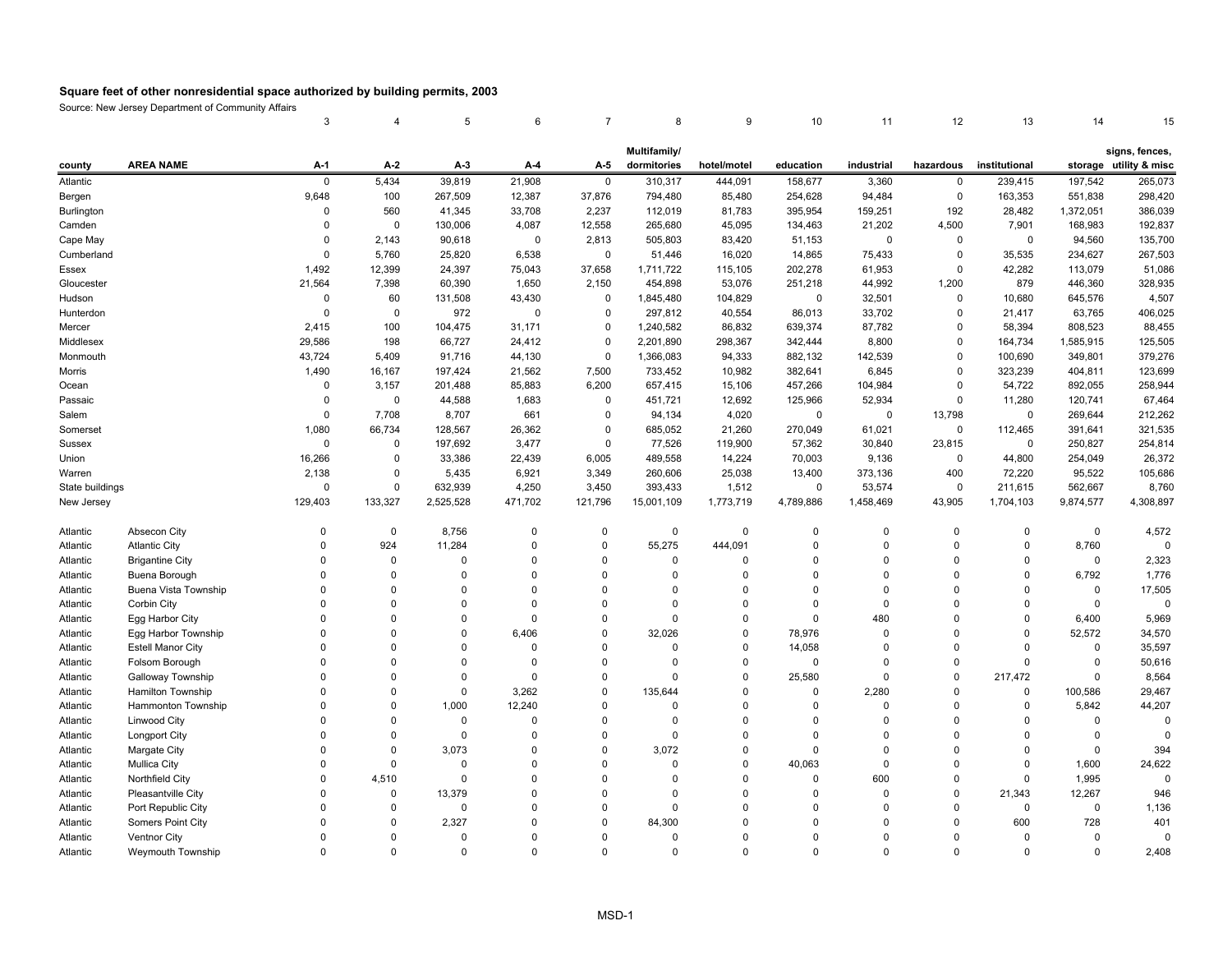# Square feet of other nonresidential space authorized by building permits, 2003

Source: New Jersey Department of Community Affairs

| | | 3 | 4 | 5 | 6 | 7 | 8 | 9 | 10 | 11 | 12 | 13 | 14 | 15 |
|---|---|---|---|---|---|---|---|---|---|---|---|---|---|---|
| county | AREA NAME | A-1 | A-2 | A-3 | A-4 | A-5 | Multifamily/ dormitories | hotel/motel | education | industrial | hazardous | institutional | storage | signs, fences, utility & misc |
| Atlantic | | 0 | 5,434 | 39,819 | 21,908 | 0 | 310,317 | 444,091 | 158,677 | 3,360 | 0 | 239,415 | 197,542 | 265,073 |
| Bergen | | 9,648 | 100 | 267,509 | 12,387 | 37,876 | 794,480 | 85,480 | 254,628 | 94,484 | 0 | 163,353 | 551,838 | 298,420 |
| Burlington | | 0 | 560 | 41,345 | 33,708 | 2,237 | 112,019 | 81,783 | 395,954 | 159,251 | 192 | 28,482 | 1,372,051 | 386,039 |
| Camden | | 0 | 0 | 130,006 | 4,087 | 12,558 | 265,680 | 45,095 | 134,463 | 21,202 | 4,500 | 7,901 | 168,983 | 192,837 |
| Cape May | | 0 | 2,143 | 90,618 | 0 | 2,813 | 505,803 | 83,420 | 51,153 | 0 | 0 | 0 | 94,560 | 135,700 |
| Cumberland | | 0 | 5,760 | 25,820 | 6,538 | 0 | 51,446 | 16,020 | 14,865 | 75,433 | 0 | 35,535 | 234,627 | 267,503 |
| Essex | | 1,492 | 12,399 | 24,397 | 75,043 | 37,658 | 1,711,722 | 115,105 | 202,278 | 61,953 | 0 | 42,282 | 113,079 | 51,086 |
| Gloucester | | 21,564 | 7,398 | 60,390 | 1,650 | 2,150 | 454,898 | 53,076 | 251,218 | 44,992 | 1,200 | 879 | 446,360 | 328,935 |
| Hudson | | 0 | 60 | 131,508 | 43,430 | 0 | 1,845,480 | 104,829 | 0 | 32,501 | 0 | 10,680 | 645,576 | 4,507 |
| Hunterdon | | 0 | 0 | 972 | 0 | 0 | 297,812 | 40,554 | 86,013 | 33,702 | 0 | 21,417 | 63,765 | 406,025 |
| Mercer | | 2,415 | 100 | 104,475 | 31,171 | 0 | 1,240,582 | 86,832 | 639,374 | 87,782 | 0 | 58,394 | 808,523 | 88,455 |
| Middlesex | | 29,586 | 198 | 66,727 | 24,412 | 0 | 2,201,890 | 298,367 | 342,444 | 8,800 | 0 | 164,734 | 1,585,915 | 125,505 |
| Monmouth | | 43,724 | 5,409 | 91,716 | 44,130 | 0 | 1,366,083 | 94,333 | 882,132 | 142,539 | 0 | 100,690 | 349,801 | 379,276 |
| Morris | | 1,490 | 16,167 | 197,424 | 21,562 | 7,500 | 733,452 | 10,982 | 382,641 | 6,845 | 0 | 323,239 | 404,811 | 123,699 |
| Ocean | | 0 | 3,157 | 201,488 | 85,883 | 6,200 | 657,415 | 15,106 | 457,266 | 104,984 | 0 | 54,722 | 892,055 | 258,944 |
| Passaic | | 0 | 0 | 44,588 | 1,683 | 0 | 451,721 | 12,692 | 125,966 | 52,934 | 0 | 11,280 | 120,741 | 67,464 |
| Salem | | 0 | 7,708 | 8,707 | 661 | 0 | 94,134 | 4,020 | 0 | 0 | 13,798 | 0 | 269,644 | 212,262 |
| Somerset | | 1,080 | 66,734 | 128,567 | 26,362 | 0 | 685,052 | 21,260 | 270,049 | 61,021 | 0 | 112,465 | 391,641 | 321,535 |
| Sussex | | 0 | 0 | 197,692 | 3,477 | 0 | 77,526 | 119,900 | 57,362 | 30,840 | 23,815 | 0 | 250,827 | 254,814 |
| Union | | 16,266 | 0 | 33,386 | 22,439 | 6,005 | 489,558 | 14,224 | 70,003 | 9,136 | 0 | 44,800 | 254,049 | 26,372 |
| Warren | | 2,138 | 0 | 5,435 | 6,921 | 3,349 | 260,606 | 25,038 | 13,400 | 373,136 | 400 | 72,220 | 95,522 | 105,686 |
| State buildings | | 0 | 0 | 632,939 | 4,250 | 3,450 | 393,433 | 1,512 | 0 | 53,574 | 0 | 211,615 | 562,667 | 8,760 |
| New Jersey | | 129,403 | 133,327 | 2,525,528 | 471,702 | 121,796 | 15,001,109 | 1,773,719 | 4,789,886 | 1,458,469 | 43,905 | 1,704,103 | 9,874,577 | 4,308,897 |
| | | | | | | | | | | | | | | |
| Atlantic | Absecon City | 0 | 0 | 8,756 | 0 | 0 | 0 | 0 | 0 | 0 | 0 | 0 | 0 | 4,572 |
| Atlantic | Atlantic City | 0 | 924 | 11,284 | 0 | 0 | 55,275 | 444,091 | 0 | 0 | 0 | 0 | 8,760 | 0 |
| Atlantic | Brigantine City | 0 | 0 | 0 | 0 | 0 | 0 | 0 | 0 | 0 | 0 | 0 | 0 | 2,323 |
| Atlantic | Buena Borough | 0 | 0 | 0 | 0 | 0 | 0 | 0 | 0 | 0 | 0 | 0 | 6,792 | 1,776 |
| Atlantic | Buena Vista Township | 0 | 0 | 0 | 0 | 0 | 0 | 0 | 0 | 0 | 0 | 0 | 0 | 17,505 |
| Atlantic | Corbin City | 0 | 0 | 0 | 0 | 0 | 0 | 0 | 0 | 0 | 0 | 0 | 0 | 0 |
| Atlantic | Egg Harbor City | 0 | 0 | 0 | 0 | 0 | 0 | 0 | 0 | 480 | 0 | 0 | 6,400 | 5,969 |
| Atlantic | Egg Harbor Township | 0 | 0 | 0 | 6,406 | 0 | 32,026 | 0 | 78,976 | 0 | 0 | 0 | 52,572 | 34,570 |
| Atlantic | Estell Manor City | 0 | 0 | 0 | 0 | 0 | 0 | 0 | 14,058 | 0 | 0 | 0 | 0 | 35,597 |
| Atlantic | Folsom Borough | 0 | 0 | 0 | 0 | 0 | 0 | 0 | 0 | 0 | 0 | 0 | 0 | 50,616 |
| Atlantic | Galloway Township | 0 | 0 | 0 | 0 | 0 | 0 | 0 | 25,580 | 0 | 0 | 217,472 | 0 | 8,564 |
| Atlantic | Hamilton Township | 0 | 0 | 0 | 3,262 | 0 | 135,644 | 0 | 0 | 2,280 | 0 | 0 | 100,586 | 29,467 |
| Atlantic | Hammonton Township | 0 | 0 | 1,000 | 12,240 | 0 | 0 | 0 | 0 | 0 | 0 | 0 | 5,842 | 44,207 |
| Atlantic | Linwood City | 0 | 0 | 0 | 0 | 0 | 0 | 0 | 0 | 0 | 0 | 0 | 0 | 0 |
| Atlantic | Longport City | 0 | 0 | 0 | 0 | 0 | 0 | 0 | 0 | 0 | 0 | 0 | 0 | 0 |
| Atlantic | Margate City | 0 | 0 | 3,073 | 0 | 0 | 3,072 | 0 | 0 | 0 | 0 | 0 | 0 | 394 |
| Atlantic | Mullica City | 0 | 0 | 0 | 0 | 0 | 0 | 0 | 40,063 | 0 | 0 | 0 | 1,600 | 24,622 |
| Atlantic | Northfield City | 0 | 4,510 | 0 | 0 | 0 | 0 | 0 | 0 | 600 | 0 | 0 | 1,995 | 0 |
| Atlantic | Pleasantville City | 0 | 0 | 13,379 | 0 | 0 | 0 | 0 | 0 | 0 | 0 | 21,343 | 12,267 | 946 |
| Atlantic | Port Republic City | 0 | 0 | 0 | 0 | 0 | 0 | 0 | 0 | 0 | 0 | 0 | 0 | 1,136 |
| Atlantic | Somers Point City | 0 | 0 | 2,327 | 0 | 0 | 84,300 | 0 | 0 | 0 | 0 | 600 | 728 | 401 |
| Atlantic | Ventnor City | 0 | 0 | 0 | 0 | 0 | 0 | 0 | 0 | 0 | 0 | 0 | 0 | 0 |
| Atlantic | Weymouth Township | 0 | 0 | 0 | 0 | 0 | 0 | 0 | 0 | 0 | 0 | 0 | 0 | 2,408 |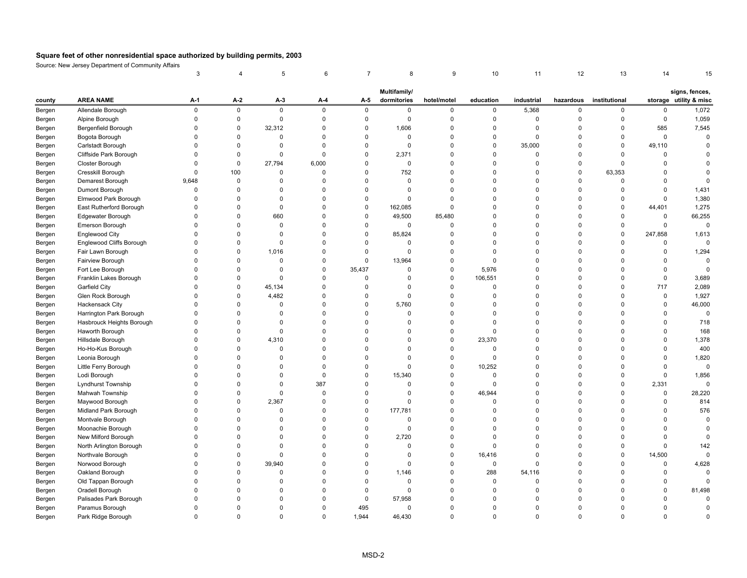**Square feet of other nonresidential space authorized by building permits, 2003**

Source: New Jersey Department of Community Affairs

| | | 3 | 4 | 5 | 6 | 7 | 8 | 9 | 10 | 11 | 12 | 13 | 14 | 15 |
|---|---|---|---|---|---|---|---|---|---|---|---|---|---|---|
| county | AREA NAME | A-1 | A-2 | A-3 | A-4 | A-5 | Multifamily/ dormitories | hotel/motel | education | industrial | hazardous | institutional | storage | signs, fences, utility & misc |
| Bergen | Allendale Borough | 0 | 0 | 0 | 0 | 0 | 0 | 0 | 0 | 5,368 | 0 | 0 | 0 | 1,072 |
| Bergen | Alpine Borough | 0 | 0 | 0 | 0 | 0 | 0 | 0 | 0 | 0 | 0 | 0 | 0 | 1,059 |
| Bergen | Bergenfield Borough | 0 | 0 | 32,312 | 0 | 0 | 1,606 | 0 | 0 | 0 | 0 | 0 | 585 | 7,545 |
| Bergen | Bogota Borough | 0 | 0 | 0 | 0 | 0 | 0 | 0 | 0 | 0 | 0 | 0 | 0 | 0 |
| Bergen | Carlstadt Borough | 0 | 0 | 0 | 0 | 0 | 0 | 0 | 0 | 35,000 | 0 | 0 | 49,110 | 0 |
| Bergen | Cliffside Park Borough | 0 | 0 | 0 | 0 | 0 | 2,371 | 0 | 0 | 0 | 0 | 0 | 0 | 0 |
| Bergen | Closter Borough | 0 | 0 | 27,794 | 6,000 | 0 | 0 | 0 | 0 | 0 | 0 | 0 | 0 | 0 |
| Bergen | Cresskill Borough | 0 | 100 | 0 | 0 | 0 | 752 | 0 | 0 | 0 | 0 | 63,353 | 0 | 0 |
| Bergen | Demarest Borough | 9,648 | 0 | 0 | 0 | 0 | 0 | 0 | 0 | 0 | 0 | 0 | 0 | 0 |
| Bergen | Dumont Borough | 0 | 0 | 0 | 0 | 0 | 0 | 0 | 0 | 0 | 0 | 0 | 0 | 1,431 |
| Bergen | Elmwood Park Borough | 0 | 0 | 0 | 0 | 0 | 0 | 0 | 0 | 0 | 0 | 0 | 0 | 1,380 |
| Bergen | East Rutherford Borough | 0 | 0 | 0 | 0 | 0 | 162,085 | 0 | 0 | 0 | 0 | 0 | 44,401 | 1,275 |
| Bergen | Edgewater Borough | 0 | 0 | 660 | 0 | 0 | 49,500 | 85,480 | 0 | 0 | 0 | 0 | 0 | 66,255 |
| Bergen | Emerson Borough | 0 | 0 | 0 | 0 | 0 | 0 | 0 | 0 | 0 | 0 | 0 | 0 | 0 |
| Bergen | Englewood City | 0 | 0 | 0 | 0 | 0 | 85,824 | 0 | 0 | 0 | 0 | 0 | 247,858 | 1,613 |
| Bergen | Englewood Cliffs Borough | 0 | 0 | 0 | 0 | 0 | 0 | 0 | 0 | 0 | 0 | 0 | 0 | 0 |
| Bergen | Fair Lawn Borough | 0 | 0 | 1,016 | 0 | 0 | 0 | 0 | 0 | 0 | 0 | 0 | 0 | 1,294 |
| Bergen | Fairview Borough | 0 | 0 | 0 | 0 | 0 | 13,964 | 0 | 0 | 0 | 0 | 0 | 0 | 0 |
| Bergen | Fort Lee Borough | 0 | 0 | 0 | 0 | 35,437 | 0 | 0 | 5,976 | 0 | 0 | 0 | 0 | 0 |
| Bergen | Franklin Lakes Borough | 0 | 0 | 0 | 0 | 0 | 0 | 0 | 106,551 | 0 | 0 | 0 | 0 | 3,689 |
| Bergen | Garfield City | 0 | 0 | 45,134 | 0 | 0 | 0 | 0 | 0 | 0 | 0 | 0 | 717 | 2,089 |
| Bergen | Glen Rock Borough | 0 | 0 | 4,482 | 0 | 0 | 0 | 0 | 0 | 0 | 0 | 0 | 0 | 1,927 |
| Bergen | Hackensack City | 0 | 0 | 0 | 0 | 0 | 5,760 | 0 | 0 | 0 | 0 | 0 | 0 | 46,000 |
| Bergen | Harrington Park Borough | 0 | 0 | 0 | 0 | 0 | 0 | 0 | 0 | 0 | 0 | 0 | 0 | 0 |
| Bergen | Hasbrouck Heights Borough | 0 | 0 | 0 | 0 | 0 | 0 | 0 | 0 | 0 | 0 | 0 | 0 | 718 |
| Bergen | Haworth Borough | 0 | 0 | 0 | 0 | 0 | 0 | 0 | 0 | 0 | 0 | 0 | 0 | 168 |
| Bergen | Hillsdale Borough | 0 | 0 | 4,310 | 0 | 0 | 0 | 0 | 23,370 | 0 | 0 | 0 | 0 | 1,378 |
| Bergen | Ho-Ho-Kus Borough | 0 | 0 | 0 | 0 | 0 | 0 | 0 | 0 | 0 | 0 | 0 | 0 | 400 |
| Bergen | Leonia Borough | 0 | 0 | 0 | 0 | 0 | 0 | 0 | 0 | 0 | 0 | 0 | 0 | 1,820 |
| Bergen | Little Ferry Borough | 0 | 0 | 0 | 0 | 0 | 0 | 0 | 10,252 | 0 | 0 | 0 | 0 | 0 |
| Bergen | Lodi Borough | 0 | 0 | 0 | 0 | 0 | 15,340 | 0 | 0 | 0 | 0 | 0 | 0 | 1,856 |
| Bergen | Lyndhurst Township | 0 | 0 | 0 | 387 | 0 | 0 | 0 | 0 | 0 | 0 | 0 | 2,331 | 0 |
| Bergen | Mahwah Township | 0 | 0 | 0 | 0 | 0 | 0 | 0 | 46,944 | 0 | 0 | 0 | 0 | 28,220 |
| Bergen | Maywood Borough | 0 | 0 | 2,367 | 0 | 0 | 0 | 0 | 0 | 0 | 0 | 0 | 0 | 814 |
| Bergen | Midland Park Borough | 0 | 0 | 0 | 0 | 0 | 177,781 | 0 | 0 | 0 | 0 | 0 | 0 | 576 |
| Bergen | Montvale Borough | 0 | 0 | 0 | 0 | 0 | 0 | 0 | 0 | 0 | 0 | 0 | 0 | 0 |
| Bergen | Moonachie Borough | 0 | 0 | 0 | 0 | 0 | 0 | 0 | 0 | 0 | 0 | 0 | 0 | 0 |
| Bergen | New Milford Borough | 0 | 0 | 0 | 0 | 0 | 2,720 | 0 | 0 | 0 | 0 | 0 | 0 | 0 |
| Bergen | North Arlington Borough | 0 | 0 | 0 | 0 | 0 | 0 | 0 | 0 | 0 | 0 | 0 | 0 | 142 |
| Bergen | Northvale Borough | 0 | 0 | 0 | 0 | 0 | 0 | 0 | 16,416 | 0 | 0 | 0 | 14,500 | 0 |
| Bergen | Norwood Borough | 0 | 0 | 39,940 | 0 | 0 | 0 | 0 | 0 | 0 | 0 | 0 | 0 | 4,628 |
| Bergen | Oakland Borough | 0 | 0 | 0 | 0 | 0 | 1,146 | 0 | 288 | 54,116 | 0 | 0 | 0 | 0 |
| Bergen | Old Tappan Borough | 0 | 0 | 0 | 0 | 0 | 0 | 0 | 0 | 0 | 0 | 0 | 0 | 0 |
| Bergen | Oradell Borough | 0 | 0 | 0 | 0 | 0 | 0 | 0 | 0 | 0 | 0 | 0 | 0 | 81,498 |
| Bergen | Palisades Park Borough | 0 | 0 | 0 | 0 | 0 | 57,958 | 0 | 0 | 0 | 0 | 0 | 0 | 0 |
| Bergen | Paramus Borough | 0 | 0 | 0 | 0 | 495 | 0 | 0 | 0 | 0 | 0 | 0 | 0 | 0 |
| Bergen | Park Ridge Borough | 0 | 0 | 0 | 0 | 1,944 | 46,430 | 0 | 0 | 0 | 0 | 0 | 0 | 0 |

MSD-2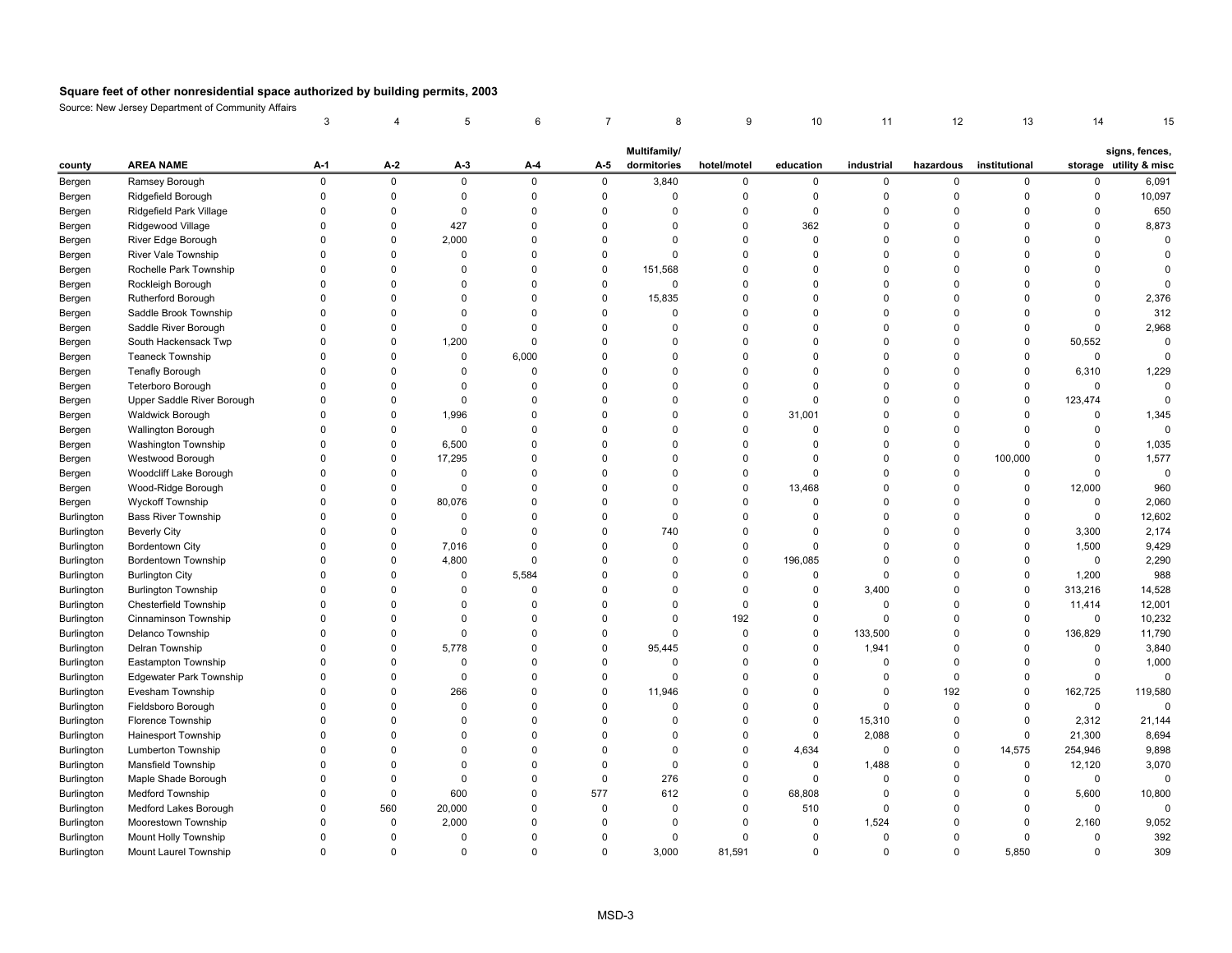**Square feet of other nonresidential space authorized by building permits, 2003**

Source: New Jersey Department of Community Affairs

| | | 3 | 4 | 5 | 6 | 7 | 8 | 9 | 10 | 11 | 12 | 13 | 14 | 15 |
|---|---|---|---|---|---|---|---|---|---|---|---|---|---|---|
| county | AREA NAME | A-1 | A-2 | A-3 | A-4 | A-5 | Multifamily/ dormitories | hotel/motel | education | industrial | hazardous | institutional | storage | signs, fences, utility & misc |
| Bergen | Ramsey Borough | 0 | 0 | 0 | 0 | 0 | 3,840 | 0 | 0 | 0 | 0 | 0 | 0 | 6,091 |
| Bergen | Ridgefield Borough | 0 | 0 | 0 | 0 | 0 | 0 | 0 | 0 | 0 | 0 | 0 | 0 | 10,097 |
| Bergen | Ridgefield Park Village | 0 | 0 | 0 | 0 | 0 | 0 | 0 | 0 | 0 | 0 | 0 | 0 | 650 |
| Bergen | Ridgewood Village | 0 | 0 | 427 | 0 | 0 | 0 | 0 | 362 | 0 | 0 | 0 | 0 | 8,873 |
| Bergen | River Edge Borough | 0 | 0 | 2,000 | 0 | 0 | 0 | 0 | 0 | 0 | 0 | 0 | 0 | 0 |
| Bergen | River Vale Township | 0 | 0 | 0 | 0 | 0 | 0 | 0 | 0 | 0 | 0 | 0 | 0 | 0 |
| Bergen | Rochelle Park Township | 0 | 0 | 0 | 0 | 0 | 151,568 | 0 | 0 | 0 | 0 | 0 | 0 | 0 |
| Bergen | Rockleigh Borough | 0 | 0 | 0 | 0 | 0 | 0 | 0 | 0 | 0 | 0 | 0 | 0 | 0 |
| Bergen | Rutherford Borough | 0 | 0 | 0 | 0 | 0 | 15,835 | 0 | 0 | 0 | 0 | 0 | 0 | 2,376 |
| Bergen | Saddle Brook Township | 0 | 0 | 0 | 0 | 0 | 0 | 0 | 0 | 0 | 0 | 0 | 0 | 312 |
| Bergen | Saddle River Borough | 0 | 0 | 0 | 0 | 0 | 0 | 0 | 0 | 0 | 0 | 0 | 0 | 2,968 |
| Bergen | South Hackensack Twp | 0 | 0 | 1,200 | 0 | 0 | 0 | 0 | 0 | 0 | 0 | 0 | 50,552 | 0 |
| Bergen | Teaneck Township | 0 | 0 | 0 | 6,000 | 0 | 0 | 0 | 0 | 0 | 0 | 0 | 0 | 0 |
| Bergen | Tenafly Borough | 0 | 0 | 0 | 0 | 0 | 0 | 0 | 0 | 0 | 0 | 0 | 6,310 | 1,229 |
| Bergen | Teterboro Borough | 0 | 0 | 0 | 0 | 0 | 0 | 0 | 0 | 0 | 0 | 0 | 0 | 0 |
| Bergen | Upper Saddle River Borough | 0 | 0 | 0 | 0 | 0 | 0 | 0 | 0 | 0 | 0 | 0 | 123,474 | 0 |
| Bergen | Waldwick Borough | 0 | 0 | 1,996 | 0 | 0 | 0 | 0 | 31,001 | 0 | 0 | 0 | 0 | 1,345 |
| Bergen | Wallington Borough | 0 | 0 | 0 | 0 | 0 | 0 | 0 | 0 | 0 | 0 | 0 | 0 | 0 |
| Bergen | Washington Township | 0 | 0 | 6,500 | 0 | 0 | 0 | 0 | 0 | 0 | 0 | 0 | 0 | 1,035 |
| Bergen | Westwood Borough | 0 | 0 | 17,295 | 0 | 0 | 0 | 0 | 0 | 0 | 0 | 100,000 | 0 | 1,577 |
| Bergen | Woodcliff Lake Borough | 0 | 0 | 0 | 0 | 0 | 0 | 0 | 0 | 0 | 0 | 0 | 0 | 0 |
| Bergen | Wood-Ridge Borough | 0 | 0 | 0 | 0 | 0 | 0 | 0 | 13,468 | 0 | 0 | 0 | 12,000 | 960 |
| Bergen | Wyckoff Township | 0 | 0 | 80,076 | 0 | 0 | 0 | 0 | 0 | 0 | 0 | 0 | 0 | 2,060 |
| Burlington | Bass River Township | 0 | 0 | 0 | 0 | 0 | 0 | 0 | 0 | 0 | 0 | 0 | 0 | 12,602 |
| Burlington | Beverly City | 0 | 0 | 0 | 0 | 0 | 740 | 0 | 0 | 0 | 0 | 0 | 3,300 | 2,174 |
| Burlington | Bordentown City | 0 | 0 | 7,016 | 0 | 0 | 0 | 0 | 0 | 0 | 0 | 0 | 1,500 | 9,429 |
| Burlington | Bordentown Township | 0 | 0 | 4,800 | 0 | 0 | 0 | 0 | 196,085 | 0 | 0 | 0 | 0 | 2,290 |
| Burlington | Burlington City | 0 | 0 | 0 | 5,584 | 0 | 0 | 0 | 0 | 0 | 0 | 0 | 1,200 | 988 |
| Burlington | Burlington Township | 0 | 0 | 0 | 0 | 0 | 0 | 0 | 0 | 3,400 | 0 | 0 | 313,216 | 14,528 |
| Burlington | Chesterfield Township | 0 | 0 | 0 | 0 | 0 | 0 | 0 | 0 | 0 | 0 | 0 | 11,414 | 12,001 |
| Burlington | Cinnaminson Township | 0 | 0 | 0 | 0 | 0 | 0 | 192 | 0 | 0 | 0 | 0 | 0 | 10,232 |
| Burlington | Delanco Township | 0 | 0 | 0 | 0 | 0 | 0 | 0 | 0 | 133,500 | 0 | 0 | 136,829 | 11,790 |
| Burlington | Delran Township | 0 | 0 | 5,778 | 0 | 0 | 95,445 | 0 | 0 | 1,941 | 0 | 0 | 0 | 3,840 |
| Burlington | Eastampton Township | 0 | 0 | 0 | 0 | 0 | 0 | 0 | 0 | 0 | 0 | 0 | 0 | 1,000 |
| Burlington | Edgewater Park Township | 0 | 0 | 0 | 0 | 0 | 0 | 0 | 0 | 0 | 0 | 0 | 0 | 0 |
| Burlington | Evesham Township | 0 | 0 | 266 | 0 | 0 | 11,946 | 0 | 0 | 0 | 192 | 0 | 162,725 | 119,580 |
| Burlington | Fieldsboro Borough | 0 | 0 | 0 | 0 | 0 | 0 | 0 | 0 | 0 | 0 | 0 | 0 | 0 |
| Burlington | Florence Township | 0 | 0 | 0 | 0 | 0 | 0 | 0 | 0 | 15,310 | 0 | 0 | 2,312 | 21,144 |
| Burlington | Hainesport Township | 0 | 0 | 0 | 0 | 0 | 0 | 0 | 0 | 2,088 | 0 | 0 | 21,300 | 8,694 |
| Burlington | Lumberton Township | 0 | 0 | 0 | 0 | 0 | 0 | 0 | 4,634 | 0 | 0 | 14,575 | 254,946 | 9,898 |
| Burlington | Mansfield Township | 0 | 0 | 0 | 0 | 0 | 0 | 0 | 0 | 1,488 | 0 | 0 | 12,120 | 3,070 |
| Burlington | Maple Shade Borough | 0 | 0 | 0 | 0 | 0 | 276 | 0 | 0 | 0 | 0 | 0 | 0 | 0 |
| Burlington | Medford Township | 0 | 0 | 600 | 0 | 577 | 612 | 0 | 68,808 | 0 | 0 | 0 | 5,600 | 10,800 |
| Burlington | Medford Lakes Borough | 0 | 560 | 20,000 | 0 | 0 | 0 | 0 | 510 | 0 | 0 | 0 | 0 | 0 |
| Burlington | Moorestown Township | 0 | 0 | 2,000 | 0 | 0 | 0 | 0 | 0 | 1,524 | 0 | 0 | 2,160 | 9,052 |
| Burlington | Mount Holly Township | 0 | 0 | 0 | 0 | 0 | 0 | 0 | 0 | 0 | 0 | 0 | 0 | 392 |
| Burlington | Mount Laurel Township | 0 | 0 | 0 | 0 | 0 | 3,000 | 81,591 | 0 | 0 | 0 | 5,850 | 0 | 309 |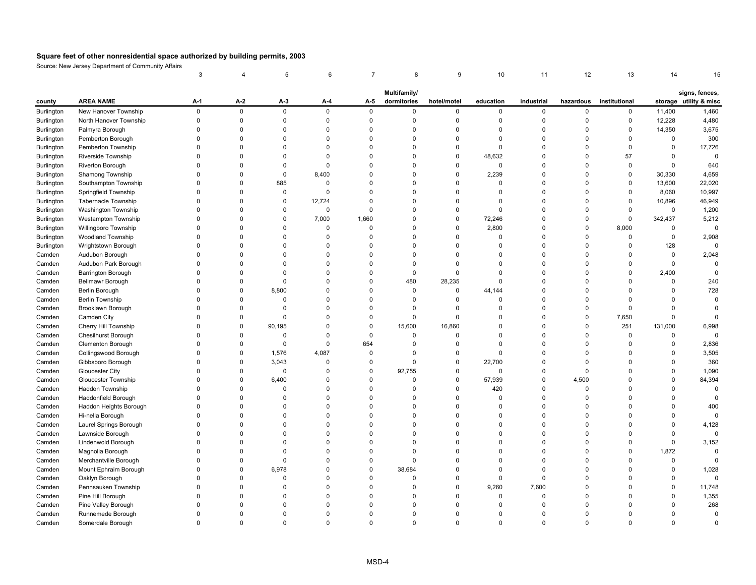**Square feet of other nonresidential space authorized by building permits, 2003**

Source: New Jersey Department of Community Affairs

| | | 3 | 4 | 5 | 6 | 7 | 8 | 9 | 10 | 11 | 12 | 13 | 14 | 15 |
|---|---|---|---|---|---|---|---|---|---|---|---|---|---|---|
| county | AREA NAME | A-1 | A-2 | A-3 | A-4 | A-5 | Multifamily/ dormitories | hotel/motel | education | industrial | hazardous | institutional | storage | signs, fences, utility & misc |
| Burlington | New Hanover Township | 0 | 0 | 0 | 0 | 0 | 0 | 0 | 0 | 0 | 0 | 0 | 11,400 | 1,460 |
| Burlington | North Hanover Township | 0 | 0 | 0 | 0 | 0 | 0 | 0 | 0 | 0 | 0 | 0 | 12,228 | 4,480 |
| Burlington | Palmyra Borough | 0 | 0 | 0 | 0 | 0 | 0 | 0 | 0 | 0 | 0 | 0 | 14,350 | 3,675 |
| Burlington | Pemberton Borough | 0 | 0 | 0 | 0 | 0 | 0 | 0 | 0 | 0 | 0 | 0 | 0 | 300 |
| Burlington | Pemberton Township | 0 | 0 | 0 | 0 | 0 | 0 | 0 | 0 | 0 | 0 | 0 | 0 | 17,726 |
| Burlington | Riverside Township | 0 | 0 | 0 | 0 | 0 | 0 | 0 | 48,632 | 0 | 0 | 57 | 0 | 0 |
| Burlington | Riverton Borough | 0 | 0 | 0 | 0 | 0 | 0 | 0 | 0 | 0 | 0 | 0 | 0 | 640 |
| Burlington | Shamong Township | 0 | 0 | 0 | 8,400 | 0 | 0 | 0 | 2,239 | 0 | 0 | 0 | 30,330 | 4,659 |
| Burlington | Southampton Township | 0 | 0 | 885 | 0 | 0 | 0 | 0 | 0 | 0 | 0 | 0 | 13,600 | 22,020 |
| Burlington | Springfield Township | 0 | 0 | 0 | 0 | 0 | 0 | 0 | 0 | 0 | 0 | 0 | 8,060 | 10,997 |
| Burlington | Tabernacle Township | 0 | 0 | 0 | 12,724 | 0 | 0 | 0 | 0 | 0 | 0 | 0 | 10,896 | 46,949 |
| Burlington | Washington Township | 0 | 0 | 0 | 0 | 0 | 0 | 0 | 0 | 0 | 0 | 0 | 0 | 1,200 |
| Burlington | Westampton Township | 0 | 0 | 0 | 7,000 | 1,660 | 0 | 0 | 72,246 | 0 | 0 | 0 | 342,437 | 5,212 |
| Burlington | Willingboro Township | 0 | 0 | 0 | 0 | 0 | 0 | 0 | 2,800 | 0 | 0 | 8,000 | 0 | 0 |
| Burlington | Woodland Township | 0 | 0 | 0 | 0 | 0 | 0 | 0 | 0 | 0 | 0 | 0 | 0 | 2,908 |
| Burlington | Wrightstown Borough | 0 | 0 | 0 | 0 | 0 | 0 | 0 | 0 | 0 | 0 | 0 | 128 | 0 |
| Camden | Audubon Borough | 0 | 0 | 0 | 0 | 0 | 0 | 0 | 0 | 0 | 0 | 0 | 0 | 2,048 |
| Camden | Audubon Park Borough | 0 | 0 | 0 | 0 | 0 | 0 | 0 | 0 | 0 | 0 | 0 | 0 | 0 |
| Camden | Barrington Borough | 0 | 0 | 0 | 0 | 0 | 0 | 0 | 0 | 0 | 0 | 0 | 2,400 | 0 |
| Camden | Bellmawr Borough | 0 | 0 | 0 | 0 | 0 | 480 | 28,235 | 0 | 0 | 0 | 0 | 0 | 240 |
| Camden | Berlin Borough | 0 | 0 | 8,800 | 0 | 0 | 0 | 0 | 44,144 | 0 | 0 | 0 | 0 | 728 |
| Camden | Berlin Township | 0 | 0 | 0 | 0 | 0 | 0 | 0 | 0 | 0 | 0 | 0 | 0 | 0 |
| Camden | Brooklawn Borough | 0 | 0 | 0 | 0 | 0 | 0 | 0 | 0 | 0 | 0 | 0 | 0 | 0 |
| Camden | Camden City | 0 | 0 | 0 | 0 | 0 | 0 | 0 | 0 | 0 | 0 | 7,650 | 0 | 0 |
| Camden | Cherry Hill Township | 0 | 0 | 90,195 | 0 | 0 | 15,600 | 16,860 | 0 | 0 | 0 | 251 | 131,000 | 6,998 |
| Camden | Chesilhurst Borough | 0 | 0 | 0 | 0 | 0 | 0 | 0 | 0 | 0 | 0 | 0 | 0 | 0 |
| Camden | Clementon Borough | 0 | 0 | 0 | 0 | 654 | 0 | 0 | 0 | 0 | 0 | 0 | 0 | 2,836 |
| Camden | Collingswood Borough | 0 | 0 | 1,576 | 4,087 | 0 | 0 | 0 | 0 | 0 | 0 | 0 | 0 | 3,505 |
| Camden | Gibbsboro Borough | 0 | 0 | 3,043 | 0 | 0 | 0 | 0 | 22,700 | 0 | 0 | 0 | 0 | 360 |
| Camden | Gloucester City | 0 | 0 | 0 | 0 | 0 | 92,755 | 0 | 0 | 0 | 0 | 0 | 0 | 1,090 |
| Camden | Gloucester Township | 0 | 0 | 6,400 | 0 | 0 | 0 | 0 | 57,939 | 0 | 4,500 | 0 | 0 | 84,394 |
| Camden | Haddon Township | 0 | 0 | 0 | 0 | 0 | 0 | 0 | 420 | 0 | 0 | 0 | 0 | 0 |
| Camden | Haddonfield Borough | 0 | 0 | 0 | 0 | 0 | 0 | 0 | 0 | 0 | 0 | 0 | 0 | 0 |
| Camden | Haddon Heights Borough | 0 | 0 | 0 | 0 | 0 | 0 | 0 | 0 | 0 | 0 | 0 | 0 | 400 |
| Camden | Hi-nella Borough | 0 | 0 | 0 | 0 | 0 | 0 | 0 | 0 | 0 | 0 | 0 | 0 | 0 |
| Camden | Laurel Springs Borough | 0 | 0 | 0 | 0 | 0 | 0 | 0 | 0 | 0 | 0 | 0 | 0 | 4,128 |
| Camden | Lawnside Borough | 0 | 0 | 0 | 0 | 0 | 0 | 0 | 0 | 0 | 0 | 0 | 0 | 0 |
| Camden | Lindenwold Borough | 0 | 0 | 0 | 0 | 0 | 0 | 0 | 0 | 0 | 0 | 0 | 0 | 3,152 |
| Camden | Magnolia Borough | 0 | 0 | 0 | 0 | 0 | 0 | 0 | 0 | 0 | 0 | 0 | 1,872 | 0 |
| Camden | Merchantville Borough | 0 | 0 | 0 | 0 | 0 | 0 | 0 | 0 | 0 | 0 | 0 | 0 | 0 |
| Camden | Mount Ephraim Borough | 0 | 0 | 6,978 | 0 | 0 | 38,684 | 0 | 0 | 0 | 0 | 0 | 0 | 1,028 |
| Camden | Oaklyn Borough | 0 | 0 | 0 | 0 | 0 | 0 | 0 | 0 | 0 | 0 | 0 | 0 | 0 |
| Camden | Pennsauken Township | 0 | 0 | 0 | 0 | 0 | 0 | 0 | 9,260 | 7,600 | 0 | 0 | 0 | 11,748 |
| Camden | Pine Hill Borough | 0 | 0 | 0 | 0 | 0 | 0 | 0 | 0 | 0 | 0 | 0 | 0 | 1,355 |
| Camden | Pine Valley Borough | 0 | 0 | 0 | 0 | 0 | 0 | 0 | 0 | 0 | 0 | 0 | 0 | 268 |
| Camden | Runnemede Borough | 0 | 0 | 0 | 0 | 0 | 0 | 0 | 0 | 0 | 0 | 0 | 0 | 0 |
| Camden | Somerdale Borough | 0 | 0 | 0 | 0 | 0 | 0 | 0 | 0 | 0 | 0 | 0 | 0 | 0 |

MSD-4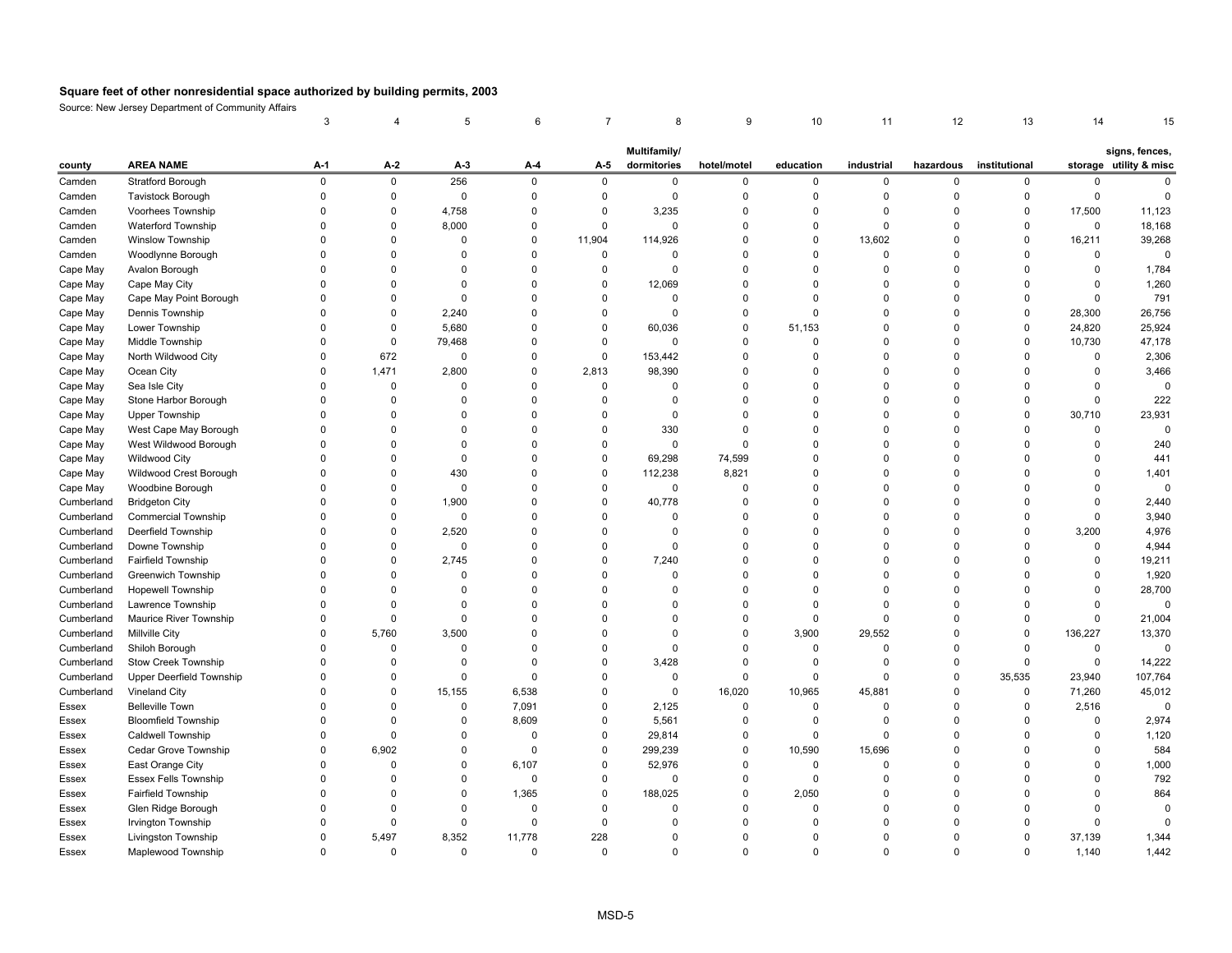**Square feet of other nonresidential space authorized by building permits, 2003**

Source: New Jersey Department of Community Affairs

| | | 3 | 4 | 5 | 6 | 7 | 8 | 9 | 10 | 11 | 12 | 13 | 14 | 15 |
|---|---|---|---|---|---|---|---|---|---|---|---|---|---|---|
| county | AREA NAME | A-1 | A-2 | A-3 | A-4 | A-5 | Multifamily/ dormitories | hotel/motel | education | industrial | hazardous | institutional | storage | signs, fences, utility & misc |
| Camden | Stratford Borough | 0 | 0 | 256 | 0 | 0 | 0 | 0 | 0 | 0 | 0 | 0 | 0 | 0 |
| Camden | Tavistock Borough | 0 | 0 | 0 | 0 | 0 | 0 | 0 | 0 | 0 | 0 | 0 | 0 | 0 |
| Camden | Voorhees Township | 0 | 0 | 4,758 | 0 | 0 | 3,235 | 0 | 0 | 0 | 0 | 0 | 17,500 | 11,123 |
| Camden | Waterford Township | 0 | 0 | 8,000 | 0 | 0 | 0 | 0 | 0 | 0 | 0 | 0 | 0 | 18,168 |
| Camden | Winslow Township | 0 | 0 | 0 | 0 | 11,904 | 114,926 | 0 | 0 | 13,602 | 0 | 0 | 16,211 | 39,268 |
| Camden | Woodlynne Borough | 0 | 0 | 0 | 0 | 0 | 0 | 0 | 0 | 0 | 0 | 0 | 0 | 0 |
| Cape May | Avalon Borough | 0 | 0 | 0 | 0 | 0 | 0 | 0 | 0 | 0 | 0 | 0 | 0 | 1,784 |
| Cape May | Cape May City | 0 | 0 | 0 | 0 | 0 | 12,069 | 0 | 0 | 0 | 0 | 0 | 0 | 1,260 |
| Cape May | Cape May Point Borough | 0 | 0 | 0 | 0 | 0 | 0 | 0 | 0 | 0 | 0 | 0 | 0 | 791 |
| Cape May | Dennis Township | 0 | 0 | 2,240 | 0 | 0 | 0 | 0 | 0 | 0 | 0 | 0 | 28,300 | 26,756 |
| Cape May | Lower Township | 0 | 0 | 5,680 | 0 | 0 | 60,036 | 0 | 51,153 | 0 | 0 | 0 | 24,820 | 25,924 |
| Cape May | Middle Township | 0 | 0 | 79,468 | 0 | 0 | 0 | 0 | 0 | 0 | 0 | 0 | 10,730 | 47,178 |
| Cape May | North Wildwood City | 0 | 672 | 0 | 0 | 0 | 153,442 | 0 | 0 | 0 | 0 | 0 | 0 | 2,306 |
| Cape May | Ocean City | 0 | 1,471 | 2,800 | 0 | 2,813 | 98,390 | 0 | 0 | 0 | 0 | 0 | 0 | 3,466 |
| Cape May | Sea Isle City | 0 | 0 | 0 | 0 | 0 | 0 | 0 | 0 | 0 | 0 | 0 | 0 | 0 |
| Cape May | Stone Harbor Borough | 0 | 0 | 0 | 0 | 0 | 0 | 0 | 0 | 0 | 0 | 0 | 0 | 222 |
| Cape May | Upper Township | 0 | 0 | 0 | 0 | 0 | 0 | 0 | 0 | 0 | 0 | 0 | 30,710 | 23,931 |
| Cape May | West Cape May Borough | 0 | 0 | 0 | 0 | 0 | 330 | 0 | 0 | 0 | 0 | 0 | 0 | 0 |
| Cape May | West Wildwood Borough | 0 | 0 | 0 | 0 | 0 | 0 | 0 | 0 | 0 | 0 | 0 | 0 | 240 |
| Cape May | Wildwood City | 0 | 0 | 0 | 0 | 0 | 69,298 | 74,599 | 0 | 0 | 0 | 0 | 0 | 441 |
| Cape May | Wildwood Crest Borough | 0 | 0 | 430 | 0 | 0 | 112,238 | 8,821 | 0 | 0 | 0 | 0 | 0 | 1,401 |
| Cape May | Woodbine Borough | 0 | 0 | 0 | 0 | 0 | 0 | 0 | 0 | 0 | 0 | 0 | 0 | 0 |
| Cumberland | Bridgeton City | 0 | 0 | 1,900 | 0 | 0 | 40,778 | 0 | 0 | 0 | 0 | 0 | 0 | 2,440 |
| Cumberland | Commercial Township | 0 | 0 | 0 | 0 | 0 | 0 | 0 | 0 | 0 | 0 | 0 | 0 | 3,940 |
| Cumberland | Deerfield Township | 0 | 0 | 2,520 | 0 | 0 | 0 | 0 | 0 | 0 | 0 | 0 | 3,200 | 4,976 |
| Cumberland | Downe Township | 0 | 0 | 0 | 0 | 0 | 0 | 0 | 0 | 0 | 0 | 0 | 0 | 4,944 |
| Cumberland | Fairfield Township | 0 | 0 | 2,745 | 0 | 0 | 7,240 | 0 | 0 | 0 | 0 | 0 | 0 | 19,211 |
| Cumberland | Greenwich Township | 0 | 0 | 0 | 0 | 0 | 0 | 0 | 0 | 0 | 0 | 0 | 0 | 1,920 |
| Cumberland | Hopewell Township | 0 | 0 | 0 | 0 | 0 | 0 | 0 | 0 | 0 | 0 | 0 | 0 | 28,700 |
| Cumberland | Lawrence Township | 0 | 0 | 0 | 0 | 0 | 0 | 0 | 0 | 0 | 0 | 0 | 0 | 0 |
| Cumberland | Maurice River Township | 0 | 0 | 0 | 0 | 0 | 0 | 0 | 0 | 0 | 0 | 0 | 0 | 21,004 |
| Cumberland | Millville City | 0 | 5,760 | 3,500 | 0 | 0 | 0 | 0 | 3,900 | 29,552 | 0 | 0 | 136,227 | 13,370 |
| Cumberland | Shiloh Borough | 0 | 0 | 0 | 0 | 0 | 0 | 0 | 0 | 0 | 0 | 0 | 0 | 0 |
| Cumberland | Stow Creek Township | 0 | 0 | 0 | 0 | 0 | 3,428 | 0 | 0 | 0 | 0 | 0 | 0 | 14,222 |
| Cumberland | Upper Deerfield Township | 0 | 0 | 0 | 0 | 0 | 0 | 0 | 0 | 0 | 0 | 35,535 | 23,940 | 107,764 |
| Cumberland | Vineland City | 0 | 0 | 15,155 | 6,538 | 0 | 0 | 16,020 | 10,965 | 45,881 | 0 | 0 | 71,260 | 45,012 |
| Essex | Belleville Town | 0 | 0 | 0 | 7,091 | 0 | 2,125 | 0 | 0 | 0 | 0 | 0 | 2,516 | 0 |
| Essex | Bloomfield Township | 0 | 0 | 0 | 8,609 | 0 | 5,561 | 0 | 0 | 0 | 0 | 0 | 0 | 2,974 |
| Essex | Caldwell Township | 0 | 0 | 0 | 0 | 0 | 29,814 | 0 | 0 | 0 | 0 | 0 | 0 | 1,120 |
| Essex | Cedar Grove Township | 0 | 6,902 | 0 | 0 | 0 | 299,239 | 0 | 10,590 | 15,696 | 0 | 0 | 0 | 584 |
| Essex | East Orange City | 0 | 0 | 0 | 6,107 | 0 | 52,976 | 0 | 0 | 0 | 0 | 0 | 0 | 1,000 |
| Essex | Essex Fells Township | 0 | 0 | 0 | 0 | 0 | 0 | 0 | 0 | 0 | 0 | 0 | 0 | 792 |
| Essex | Fairfield Township | 0 | 0 | 0 | 1,365 | 0 | 188,025 | 0 | 2,050 | 0 | 0 | 0 | 0 | 864 |
| Essex | Glen Ridge Borough | 0 | 0 | 0 | 0 | 0 | 0 | 0 | 0 | 0 | 0 | 0 | 0 | 0 |
| Essex | Irvington Township | 0 | 0 | 0 | 0 | 0 | 0 | 0 | 0 | 0 | 0 | 0 | 0 | 0 |
| Essex | Livingston Township | 0 | 5,497 | 8,352 | 11,778 | 228 | 0 | 0 | 0 | 0 | 0 | 0 | 37,139 | 1,344 |
| Essex | Maplewood Township | 0 | 0 | 0 | 0 | 0 | 0 | 0 | 0 | 0 | 0 | 0 | 1,140 | 1,442 |

MSD-5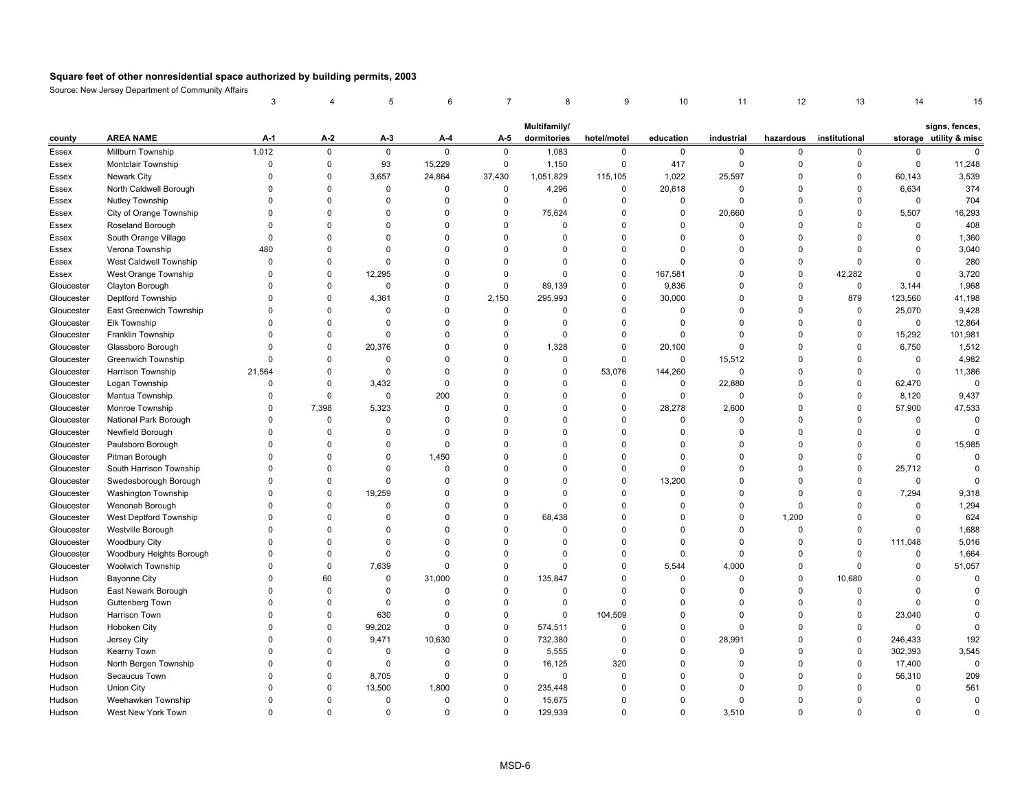**Square feet of other nonresidential space authorized by building permits, 2003**

Source: New Jersey Department of Community Affairs

| | | 3 | 4 | 5 | 6 | 7 | 8 | 9 | 10 | 11 | 12 | 13 | 14 | 15 |
|---|---|---|---|---|---|---|---|---|---|---|---|---|---|---|
| county | AREA NAME | A-1 | A-2 | A-3 | A-4 | A-5 | Multifamily/ dormitories | hotel/motel | education | industrial | hazardous | institutional | storage | signs, fences, utility & misc |
| Essex | Millburn Township | 1,012 | 0 | 0 | 0 | 0 | 1,083 | 0 | 0 | 0 | 0 | 0 | 0 | 0 |
| Essex | Montclair Township | 0 | 0 | 93 | 15,229 | 0 | 1,150 | 0 | 417 | 0 | 0 | 0 | 0 | 11,248 |
| Essex | Newark City | 0 | 0 | 3,657 | 24,864 | 37,430 | 1,051,829 | 115,105 | 1,022 | 25,597 | 0 | 0 | 60,143 | 3,539 |
| Essex | North Caldwell Borough | 0 | 0 | 0 | 0 | 0 | 4,296 | 0 | 20,618 | 0 | 0 | 0 | 6,634 | 374 |
| Essex | Nutley Township | 0 | 0 | 0 | 0 | 0 | 0 | 0 | 0 | 0 | 0 | 0 | 0 | 704 |
| Essex | City of Orange Township | 0 | 0 | 0 | 0 | 0 | 75,624 | 0 | 0 | 20,660 | 0 | 0 | 5,507 | 16,293 |
| Essex | Roseland Borough | 0 | 0 | 0 | 0 | 0 | 0 | 0 | 0 | 0 | 0 | 0 | 0 | 408 |
| Essex | South Orange Village | 0 | 0 | 0 | 0 | 0 | 0 | 0 | 0 | 0 | 0 | 0 | 0 | 1,360 |
| Essex | Verona Township | 480 | 0 | 0 | 0 | 0 | 0 | 0 | 0 | 0 | 0 | 0 | 0 | 3,040 |
| Essex | West Caldwell Township | 0 | 0 | 0 | 0 | 0 | 0 | 0 | 0 | 0 | 0 | 0 | 0 | 280 |
| Essex | West Orange Township | 0 | 0 | 12,295 | 0 | 0 | 0 | 0 | 167,581 | 0 | 0 | 42,282 | 0 | 3,720 |
| Gloucester | Clayton Borough | 0 | 0 | 0 | 0 | 0 | 89,139 | 0 | 9,836 | 0 | 0 | 0 | 3,144 | 1,968 |
| Gloucester | Deptford Township | 0 | 0 | 4,361 | 0 | 2,150 | 295,993 | 0 | 30,000 | 0 | 0 | 879 | 123,560 | 41,198 |
| Gloucester | East Greenwich Township | 0 | 0 | 0 | 0 | 0 | 0 | 0 | 0 | 0 | 0 | 0 | 25,070 | 9,428 |
| Gloucester | Elk Township | 0 | 0 | 0 | 0 | 0 | 0 | 0 | 0 | 0 | 0 | 0 | 0 | 12,864 |
| Gloucester | Franklin Township | 0 | 0 | 0 | 0 | 0 | 0 | 0 | 0 | 0 | 0 | 0 | 15,292 | 101,981 |
| Gloucester | Glassboro Borough | 0 | 0 | 20,376 | 0 | 0 | 1,328 | 0 | 20,100 | 0 | 0 | 0 | 6,750 | 1,512 |
| Gloucester | Greenwich Township | 0 | 0 | 0 | 0 | 0 | 0 | 0 | 0 | 15,512 | 0 | 0 | 0 | 4,982 |
| Gloucester | Harrison Township | 21,564 | 0 | 0 | 0 | 0 | 0 | 53,076 | 144,260 | 0 | 0 | 0 | 0 | 11,386 |
| Gloucester | Logan Township | 0 | 0 | 3,432 | 0 | 0 | 0 | 0 | 0 | 22,880 | 0 | 0 | 62,470 | 0 |
| Gloucester | Mantua Township | 0 | 0 | 0 | 200 | 0 | 0 | 0 | 0 | 0 | 0 | 0 | 8,120 | 9,437 |
| Gloucester | Monroe Township | 0 | 7,398 | 5,323 | 0 | 0 | 0 | 0 | 28,278 | 2,600 | 0 | 0 | 57,900 | 47,533 |
| Gloucester | National Park Borough | 0 | 0 | 0 | 0 | 0 | 0 | 0 | 0 | 0 | 0 | 0 | 0 | 0 |
| Gloucester | Newfield Borough | 0 | 0 | 0 | 0 | 0 | 0 | 0 | 0 | 0 | 0 | 0 | 0 | 0 |
| Gloucester | Paulsboro Borough | 0 | 0 | 0 | 0 | 0 | 0 | 0 | 0 | 0 | 0 | 0 | 0 | 15,985 |
| Gloucester | Pitman Borough | 0 | 0 | 0 | 1,450 | 0 | 0 | 0 | 0 | 0 | 0 | 0 | 0 | 0 |
| Gloucester | South Harrison Township | 0 | 0 | 0 | 0 | 0 | 0 | 0 | 0 | 0 | 0 | 0 | 25,712 | 0 |
| Gloucester | Swedesborough Borough | 0 | 0 | 0 | 0 | 0 | 0 | 0 | 13,200 | 0 | 0 | 0 | 0 | 0 |
| Gloucester | Washington Township | 0 | 0 | 19,259 | 0 | 0 | 0 | 0 | 0 | 0 | 0 | 0 | 7,294 | 9,318 |
| Gloucester | Wenonah Borough | 0 | 0 | 0 | 0 | 0 | 0 | 0 | 0 | 0 | 0 | 0 | 0 | 1,294 |
| Gloucester | West Deptford Township | 0 | 0 | 0 | 0 | 0 | 68,438 | 0 | 0 | 0 | 1,200 | 0 | 0 | 624 |
| Gloucester | Westville Borough | 0 | 0 | 0 | 0 | 0 | 0 | 0 | 0 | 0 | 0 | 0 | 0 | 1,688 |
| Gloucester | Woodbury City | 0 | 0 | 0 | 0 | 0 | 0 | 0 | 0 | 0 | 0 | 0 | 111,048 | 5,016 |
| Gloucester | Woodbury Heights Borough | 0 | 0 | 0 | 0 | 0 | 0 | 0 | 0 | 0 | 0 | 0 | 0 | 1,664 |
| Gloucester | Woolwich Township | 0 | 0 | 7,639 | 0 | 0 | 0 | 0 | 5,544 | 4,000 | 0 | 0 | 0 | 51,057 |
| Hudson | Bayonne City | 0 | 60 | 0 | 31,000 | 0 | 135,847 | 0 | 0 | 0 | 0 | 10,680 | 0 | 0 |
| Hudson | East Newark Borough | 0 | 0 | 0 | 0 | 0 | 0 | 0 | 0 | 0 | 0 | 0 | 0 | 0 |
| Hudson | Guttenberg Town | 0 | 0 | 0 | 0 | 0 | 0 | 0 | 0 | 0 | 0 | 0 | 0 | 0 |
| Hudson | Harrison Town | 0 | 0 | 630 | 0 | 0 | 0 | 104,509 | 0 | 0 | 0 | 0 | 23,040 | 0 |
| Hudson | Hoboken City | 0 | 0 | 99,202 | 0 | 0 | 574,511 | 0 | 0 | 0 | 0 | 0 | 0 | 0 |
| Hudson | Jersey City | 0 | 0 | 9,471 | 10,630 | 0 | 732,380 | 0 | 0 | 28,991 | 0 | 0 | 246,433 | 192 |
| Hudson | Kearny Town | 0 | 0 | 0 | 0 | 0 | 5,555 | 0 | 0 | 0 | 0 | 0 | 302,393 | 3,545 |
| Hudson | North Bergen Township | 0 | 0 | 0 | 0 | 0 | 16,125 | 320 | 0 | 0 | 0 | 0 | 17,400 | 0 |
| Hudson | Secaucus Town | 0 | 0 | 8,705 | 0 | 0 | 0 | 0 | 0 | 0 | 0 | 0 | 56,310 | 209 |
| Hudson | Union City | 0 | 0 | 13,500 | 1,800 | 0 | 235,448 | 0 | 0 | 0 | 0 | 0 | 0 | 561 |
| Hudson | Weehawken Township | 0 | 0 | 0 | 0 | 0 | 15,675 | 0 | 0 | 0 | 0 | 0 | 0 | 0 |
| Hudson | West New York Town | 0 | 0 | 0 | 0 | 0 | 129,939 | 0 | 0 | 3,510 | 0 | 0 | 0 | 0 |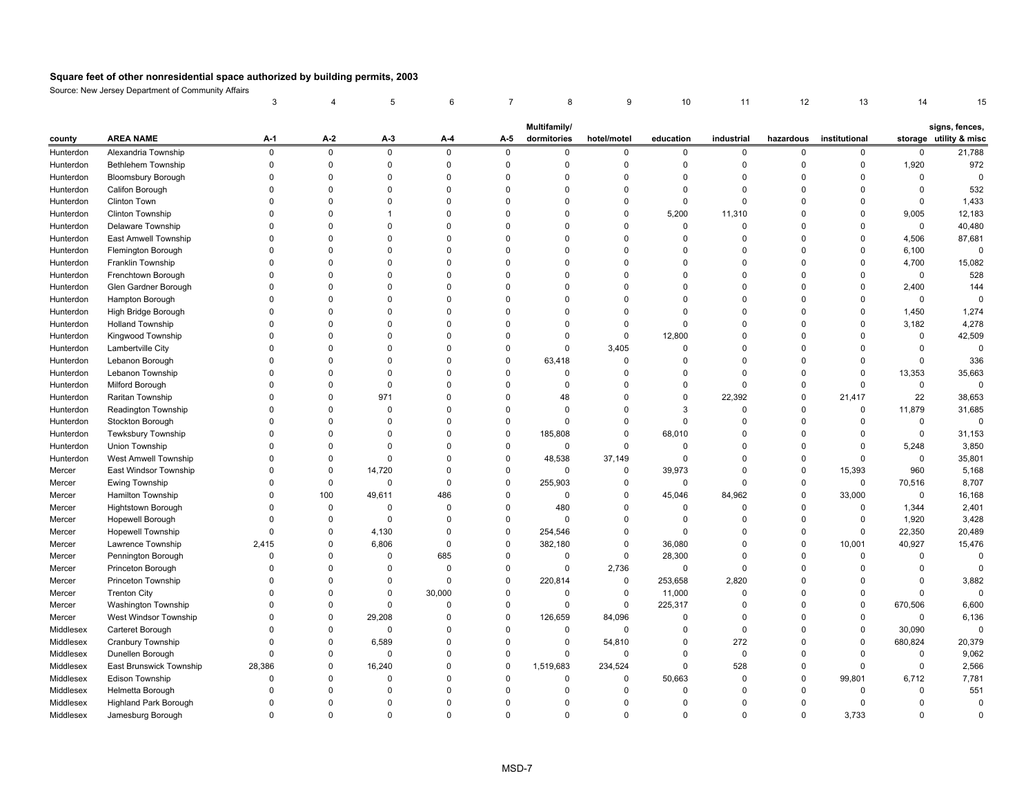# Square feet of other nonresidential space authorized by building permits, 2003

Source: New Jersey Department of Community Affairs

| | | 3 | 4 | 5 | 6 | 7 | 8 | 9 | 10 | 11 | 12 | 13 | 14 | 15 |
|---|---|---|---|---|---|---|---|---|---|---|---|---|---|---|
| county | AREA NAME | A-1 | A-2 | A-3 | A-4 | A-5 | Multifamily/ dormitories | hotel/motel | education | industrial | hazardous | institutional | storage | signs, fences, utility & misc |
| Hunterdon | Alexandria Township | 0 | 0 | 0 | 0 | 0 | 0 | 0 | 0 | 0 | 0 | 0 | 0 | 21,788 |
| Hunterdon | Bethlehem Township | 0 | 0 | 0 | 0 | 0 | 0 | 0 | 0 | 0 | 0 | 0 | 1,920 | 972 |
| Hunterdon | Bloomsbury Borough | 0 | 0 | 0 | 0 | 0 | 0 | 0 | 0 | 0 | 0 | 0 | 0 | 0 |
| Hunterdon | Califon Borough | 0 | 0 | 0 | 0 | 0 | 0 | 0 | 0 | 0 | 0 | 0 | 0 | 532 |
| Hunterdon | Clinton Town | 0 | 0 | 0 | 0 | 0 | 0 | 0 | 0 | 0 | 0 | 0 | 0 | 1,433 |
| Hunterdon | Clinton Township | 0 | 0 | 1 | 0 | 0 | 0 | 0 | 5,200 | 11,310 | 0 | 0 | 9,005 | 12,183 |
| Hunterdon | Delaware Township | 0 | 0 | 0 | 0 | 0 | 0 | 0 | 0 | 0 | 0 | 0 | 0 | 40,480 |
| Hunterdon | East Amwell Township | 0 | 0 | 0 | 0 | 0 | 0 | 0 | 0 | 0 | 0 | 0 | 4,506 | 87,681 |
| Hunterdon | Flemington Borough | 0 | 0 | 0 | 0 | 0 | 0 | 0 | 0 | 0 | 0 | 0 | 6,100 | 0 |
| Hunterdon | Franklin Township | 0 | 0 | 0 | 0 | 0 | 0 | 0 | 0 | 0 | 0 | 0 | 4,700 | 15,082 |
| Hunterdon | Frenchtown Borough | 0 | 0 | 0 | 0 | 0 | 0 | 0 | 0 | 0 | 0 | 0 | 0 | 528 |
| Hunterdon | Glen Gardner Borough | 0 | 0 | 0 | 0 | 0 | 0 | 0 | 0 | 0 | 0 | 0 | 2,400 | 144 |
| Hunterdon | Hampton Borough | 0 | 0 | 0 | 0 | 0 | 0 | 0 | 0 | 0 | 0 | 0 | 0 | 0 |
| Hunterdon | High Bridge Borough | 0 | 0 | 0 | 0 | 0 | 0 | 0 | 0 | 0 | 0 | 0 | 1,450 | 1,274 |
| Hunterdon | Holland Township | 0 | 0 | 0 | 0 | 0 | 0 | 0 | 0 | 0 | 0 | 0 | 3,182 | 4,278 |
| Hunterdon | Kingwood Township | 0 | 0 | 0 | 0 | 0 | 0 | 0 | 12,800 | 0 | 0 | 0 | 0 | 42,509 |
| Hunterdon | Lambertville City | 0 | 0 | 0 | 0 | 0 | 0 | 3,405 | 0 | 0 | 0 | 0 | 0 | 0 |
| Hunterdon | Lebanon Borough | 0 | 0 | 0 | 0 | 0 | 63,418 | 0 | 0 | 0 | 0 | 0 | 0 | 336 |
| Hunterdon | Lebanon Township | 0 | 0 | 0 | 0 | 0 | 0 | 0 | 0 | 0 | 0 | 0 | 13,353 | 35,663 |
| Hunterdon | Milford Borough | 0 | 0 | 0 | 0 | 0 | 0 | 0 | 0 | 0 | 0 | 0 | 0 | 0 |
| Hunterdon | Raritan Township | 0 | 0 | 971 | 0 | 0 | 48 | 0 | 0 | 22,392 | 0 | 21,417 | 22 | 38,653 |
| Hunterdon | Readington Township | 0 | 0 | 0 | 0 | 0 | 0 | 0 | 3 | 0 | 0 | 0 | 11,879 | 31,685 |
| Hunterdon | Stockton Borough | 0 | 0 | 0 | 0 | 0 | 0 | 0 | 0 | 0 | 0 | 0 | 0 | 0 |
| Hunterdon | Tewksbury Township | 0 | 0 | 0 | 0 | 0 | 185,808 | 0 | 68,010 | 0 | 0 | 0 | 0 | 31,153 |
| Hunterdon | Union Township | 0 | 0 | 0 | 0 | 0 | 0 | 0 | 0 | 0 | 0 | 0 | 5,248 | 3,850 |
| Hunterdon | West Amwell Township | 0 | 0 | 0 | 0 | 0 | 48,538 | 37,149 | 0 | 0 | 0 | 0 | 0 | 35,801 |
| Mercer | East Windsor Township | 0 | 0 | 14,720 | 0 | 0 | 0 | 0 | 39,973 | 0 | 0 | 15,393 | 960 | 5,168 |
| Mercer | Ewing Township | 0 | 0 | 0 | 0 | 0 | 255,903 | 0 | 0 | 0 | 0 | 0 | 70,516 | 8,707 |
| Mercer | Hamilton Township | 0 | 100 | 49,611 | 486 | 0 | 0 | 0 | 45,046 | 84,962 | 0 | 33,000 | 0 | 16,168 |
| Mercer | Hightstown Borough | 0 | 0 | 0 | 0 | 0 | 480 | 0 | 0 | 0 | 0 | 0 | 1,344 | 2,401 |
| Mercer | Hopewell Borough | 0 | 0 | 0 | 0 | 0 | 0 | 0 | 0 | 0 | 0 | 0 | 1,920 | 3,428 |
| Mercer | Hopewell Township | 0 | 0 | 4,130 | 0 | 0 | 254,546 | 0 | 0 | 0 | 0 | 0 | 22,350 | 20,489 |
| Mercer | Lawrence Township | 2,415 | 0 | 6,806 | 0 | 0 | 382,180 | 0 | 36,080 | 0 | 0 | 10,001 | 40,927 | 15,476 |
| Mercer | Pennington Borough | 0 | 0 | 0 | 685 | 0 | 0 | 0 | 28,300 | 0 | 0 | 0 | 0 | 0 |
| Mercer | Princeton Borough | 0 | 0 | 0 | 0 | 0 | 0 | 2,736 | 0 | 0 | 0 | 0 | 0 | 0 |
| Mercer | Princeton Township | 0 | 0 | 0 | 0 | 0 | 220,814 | 0 | 253,658 | 2,820 | 0 | 0 | 0 | 3,882 |
| Mercer | Trenton City | 0 | 0 | 0 | 30,000 | 0 | 0 | 0 | 11,000 | 0 | 0 | 0 | 0 | 0 |
| Mercer | Washington Township | 0 | 0 | 0 | 0 | 0 | 0 | 0 | 225,317 | 0 | 0 | 0 | 670,506 | 6,600 |
| Mercer | West Windsor Township | 0 | 0 | 29,208 | 0 | 0 | 126,659 | 84,096 | 0 | 0 | 0 | 0 | 0 | 6,136 |
| Middlesex | Carteret Borough | 0 | 0 | 0 | 0 | 0 | 0 | 0 | 0 | 0 | 0 | 0 | 30,090 | 0 |
| Middlesex | Cranbury Township | 0 | 0 | 6,589 | 0 | 0 | 0 | 54,810 | 0 | 272 | 0 | 0 | 680,824 | 20,379 |
| Middlesex | Dunellen Borough | 0 | 0 | 0 | 0 | 0 | 0 | 0 | 0 | 0 | 0 | 0 | 0 | 9,062 |
| Middlesex | East Brunswick Township | 28,386 | 0 | 16,240 | 0 | 0 | 1,519,683 | 234,524 | 0 | 528 | 0 | 0 | 0 | 2,566 |
| Middlesex | Edison Township | 0 | 0 | 0 | 0 | 0 | 0 | 0 | 50,663 | 0 | 0 | 99,801 | 6,712 | 7,781 |
| Middlesex | Helmetta Borough | 0 | 0 | 0 | 0 | 0 | 0 | 0 | 0 | 0 | 0 | 0 | 0 | 551 |
| Middlesex | Highland Park Borough | 0 | 0 | 0 | 0 | 0 | 0 | 0 | 0 | 0 | 0 | 0 | 0 | 0 |
| Middlesex | Jamesburg Borough | 0 | 0 | 0 | 0 | 0 | 0 | 0 | 0 | 0 | 0 | 3,733 | 0 | 0 |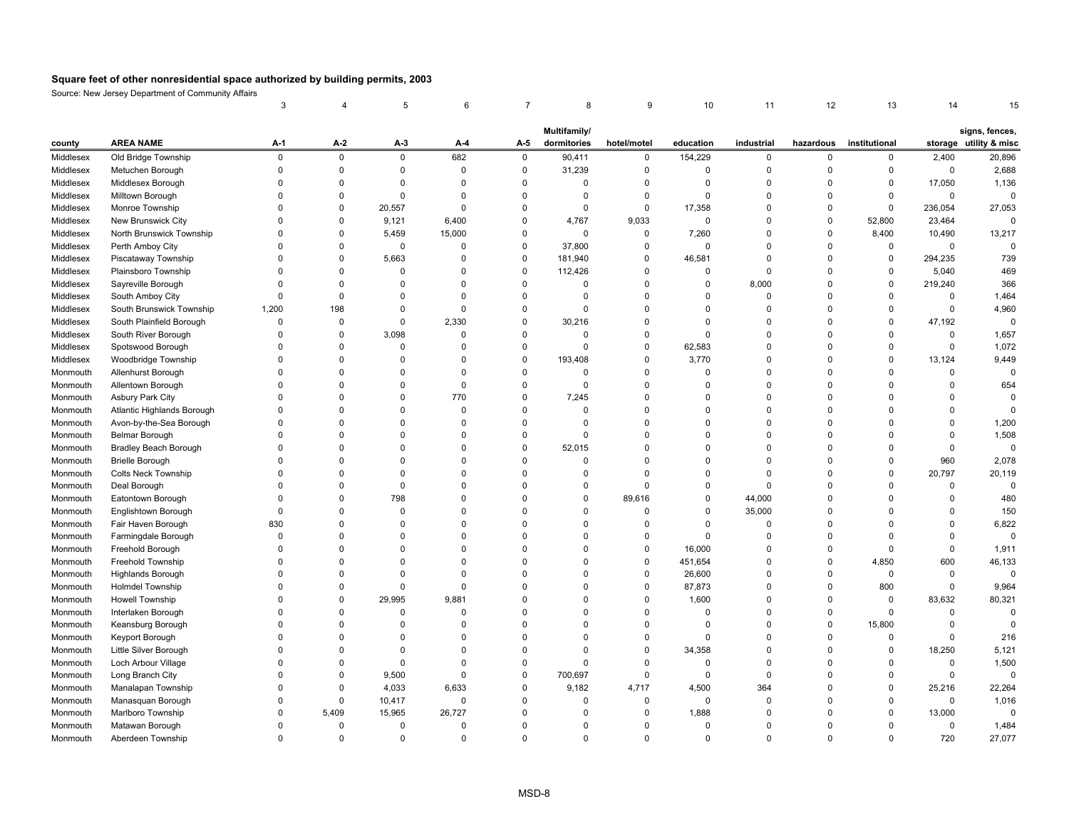**Square feet of other nonresidential space authorized by building permits, 2003**

Source: New Jersey Department of Community Affairs

| | | 3 | 4 | 5 | 6 | 7 | 8 | 9 | 10 | 11 | 12 | 13 | 14 | 15 |
|---|---|---|---|---|---|---|---|---|---|---|---|---|---|---|
| county | AREA NAME | A-1 | A-2 | A-3 | A-4 | A-5 | Multifamily/ dormitories | hotel/motel | education | industrial | hazardous | institutional | storage | signs, fences, utility & misc |
| Middlesex | Old Bridge Township | 0 | 0 | 0 | 682 | 0 | 90,411 | 0 | 154,229 | 0 | 0 | 0 | 2,400 | 20,896 |
| Middlesex | Metuchen Borough | 0 | 0 | 0 | 0 | 0 | 31,239 | 0 | 0 | 0 | 0 | 0 | 0 | 2,688 |
| Middlesex | Middlesex Borough | 0 | 0 | 0 | 0 | 0 | 0 | 0 | 0 | 0 | 0 | 0 | 17,050 | 1,136 |
| Middlesex | Milltown Borough | 0 | 0 | 0 | 0 | 0 | 0 | 0 | 0 | 0 | 0 | 0 | 0 | 0 |
| Middlesex | Monroe Township | 0 | 0 | 20,557 | 0 | 0 | 0 | 0 | 17,358 | 0 | 0 | 0 | 236,054 | 27,053 |
| Middlesex | New Brunswick City | 0 | 0 | 9,121 | 6,400 | 0 | 4,767 | 9,033 | 0 | 0 | 0 | 52,800 | 23,464 | 0 |
| Middlesex | North Brunswick Township | 0 | 0 | 5,459 | 15,000 | 0 | 0 | 0 | 7,260 | 0 | 0 | 8,400 | 10,490 | 13,217 |
| Middlesex | Perth Amboy City | 0 | 0 | 0 | 0 | 0 | 37,800 | 0 | 0 | 0 | 0 | 0 | 0 | 0 |
| Middlesex | Piscataway Township | 0 | 0 | 5,663 | 0 | 0 | 181,940 | 0 | 46,581 | 0 | 0 | 0 | 294,235 | 739 |
| Middlesex | Plainsboro Township | 0 | 0 | 0 | 0 | 0 | 112,426 | 0 | 0 | 0 | 0 | 0 | 5,040 | 469 |
| Middlesex | Sayreville Borough | 0 | 0 | 0 | 0 | 0 | 0 | 0 | 0 | 8,000 | 0 | 0 | 219,240 | 366 |
| Middlesex | South Amboy City | 0 | 0 | 0 | 0 | 0 | 0 | 0 | 0 | 0 | 0 | 0 | 0 | 1,464 |
| Middlesex | South Brunswick Township | 1,200 | 198 | 0 | 0 | 0 | 0 | 0 | 0 | 0 | 0 | 0 | 0 | 4,960 |
| Middlesex | South Plainfield Borough | 0 | 0 | 0 | 2,330 | 0 | 30,216 | 0 | 0 | 0 | 0 | 0 | 47,192 | 0 |
| Middlesex | South River Borough | 0 | 0 | 3,098 | 0 | 0 | 0 | 0 | 0 | 0 | 0 | 0 | 0 | 1,657 |
| Middlesex | Spotswood Borough | 0 | 0 | 0 | 0 | 0 | 0 | 0 | 62,583 | 0 | 0 | 0 | 0 | 1,072 |
| Middlesex | Woodbridge Township | 0 | 0 | 0 | 0 | 0 | 193,408 | 0 | 3,770 | 0 | 0 | 0 | 13,124 | 9,449 |
| Monmouth | Allenhurst Borough | 0 | 0 | 0 | 0 | 0 | 0 | 0 | 0 | 0 | 0 | 0 | 0 | 0 |
| Monmouth | Allentown Borough | 0 | 0 | 0 | 0 | 0 | 0 | 0 | 0 | 0 | 0 | 0 | 0 | 654 |
| Monmouth | Asbury Park City | 0 | 0 | 0 | 770 | 0 | 7,245 | 0 | 0 | 0 | 0 | 0 | 0 | 0 |
| Monmouth | Atlantic Highlands Borough | 0 | 0 | 0 | 0 | 0 | 0 | 0 | 0 | 0 | 0 | 0 | 0 | 0 |
| Monmouth | Avon-by-the-Sea Borough | 0 | 0 | 0 | 0 | 0 | 0 | 0 | 0 | 0 | 0 | 0 | 0 | 1,200 |
| Monmouth | Belmar Borough | 0 | 0 | 0 | 0 | 0 | 0 | 0 | 0 | 0 | 0 | 0 | 0 | 1,508 |
| Monmouth | Bradley Beach Borough | 0 | 0 | 0 | 0 | 0 | 52,015 | 0 | 0 | 0 | 0 | 0 | 0 | 0 |
| Monmouth | Brielle Borough | 0 | 0 | 0 | 0 | 0 | 0 | 0 | 0 | 0 | 0 | 0 | 960 | 2,078 |
| Monmouth | Colts Neck Township | 0 | 0 | 0 | 0 | 0 | 0 | 0 | 0 | 0 | 0 | 0 | 20,797 | 20,119 |
| Monmouth | Deal Borough | 0 | 0 | 0 | 0 | 0 | 0 | 0 | 0 | 0 | 0 | 0 | 0 | 0 |
| Monmouth | Eatontown Borough | 0 | 0 | 798 | 0 | 0 | 0 | 89,616 | 0 | 44,000 | 0 | 0 | 0 | 480 |
| Monmouth | Englishtown Borough | 0 | 0 | 0 | 0 | 0 | 0 | 0 | 0 | 35,000 | 0 | 0 | 0 | 150 |
| Monmouth | Fair Haven Borough | 830 | 0 | 0 | 0 | 0 | 0 | 0 | 0 | 0 | 0 | 0 | 0 | 6,822 |
| Monmouth | Farmingdale Borough | 0 | 0 | 0 | 0 | 0 | 0 | 0 | 0 | 0 | 0 | 0 | 0 | 0 |
| Monmouth | Freehold Borough | 0 | 0 | 0 | 0 | 0 | 0 | 0 | 16,000 | 0 | 0 | 0 | 0 | 1,911 |
| Monmouth | Freehold Township | 0 | 0 | 0 | 0 | 0 | 0 | 0 | 451,654 | 0 | 0 | 4,850 | 600 | 46,133 |
| Monmouth | Highlands Borough | 0 | 0 | 0 | 0 | 0 | 0 | 0 | 26,600 | 0 | 0 | 0 | 0 | 0 |
| Monmouth | Holmdel Township | 0 | 0 | 0 | 0 | 0 | 0 | 0 | 87,873 | 0 | 0 | 800 | 0 | 9,964 |
| Monmouth | Howell Township | 0 | 0 | 29,995 | 9,881 | 0 | 0 | 0 | 1,600 | 0 | 0 | 0 | 83,632 | 80,321 |
| Monmouth | Interlaken Borough | 0 | 0 | 0 | 0 | 0 | 0 | 0 | 0 | 0 | 0 | 0 | 0 | 0 |
| Monmouth | Keansburg Borough | 0 | 0 | 0 | 0 | 0 | 0 | 0 | 0 | 0 | 0 | 15,800 | 0 | 0 |
| Monmouth | Keyport Borough | 0 | 0 | 0 | 0 | 0 | 0 | 0 | 0 | 0 | 0 | 0 | 0 | 216 |
| Monmouth | Little Silver Borough | 0 | 0 | 0 | 0 | 0 | 0 | 0 | 34,358 | 0 | 0 | 0 | 18,250 | 5,121 |
| Monmouth | Loch Arbour Village | 0 | 0 | 0 | 0 | 0 | 0 | 0 | 0 | 0 | 0 | 0 | 0 | 1,500 |
| Monmouth | Long Branch City | 0 | 0 | 9,500 | 0 | 0 | 700,697 | 0 | 0 | 0 | 0 | 0 | 0 | 0 |
| Monmouth | Manalapan Township | 0 | 0 | 4,033 | 6,633 | 0 | 9,182 | 4,717 | 4,500 | 364 | 0 | 0 | 25,216 | 22,264 |
| Monmouth | Manasquan Borough | 0 | 0 | 10,417 | 0 | 0 | 0 | 0 | 0 | 0 | 0 | 0 | 0 | 1,016 |
| Monmouth | Marlboro Township | 0 | 5,409 | 15,965 | 26,727 | 0 | 0 | 0 | 1,888 | 0 | 0 | 0 | 13,000 | 0 |
| Monmouth | Matawan Borough | 0 | 0 | 0 | 0 | 0 | 0 | 0 | 0 | 0 | 0 | 0 | 0 | 1,484 |
| Monmouth | Aberdeen Township | 0 | 0 | 0 | 0 | 0 | 0 | 0 | 0 | 0 | 0 | 0 | 720 | 27,077 |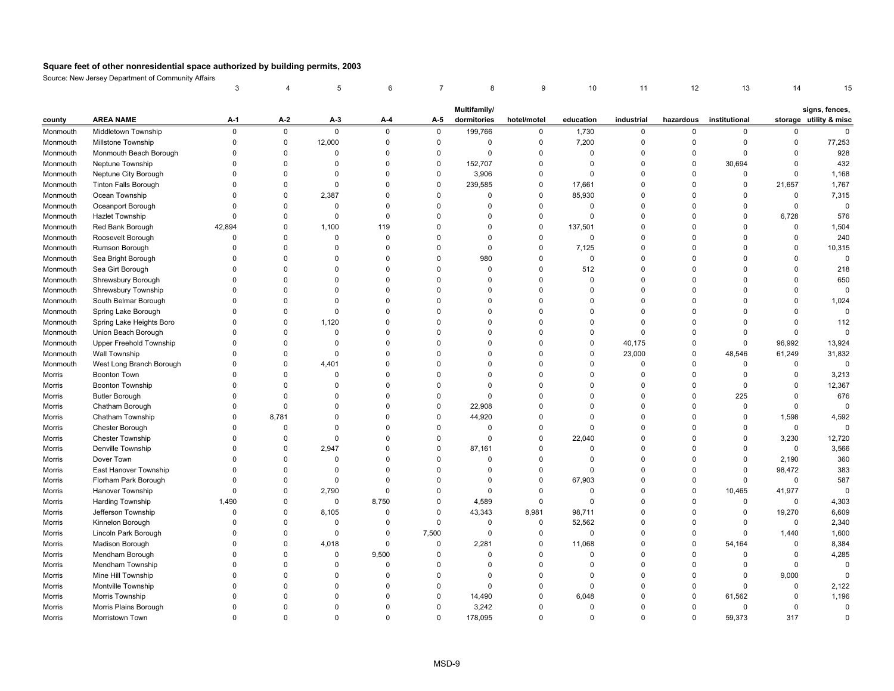**Square feet of other nonresidential space authorized by building permits, 2003**

Source: New Jersey Department of Community Affairs

| | | 3 | 4 | 5 | 6 | 7 | 8 | 9 | 10 | 11 | 12 | 13 | 14 | 15 |
|---|---|---|---|---|---|---|---|---|---|---|---|---|---|---|
| county | AREA NAME | A-1 | A-2 | A-3 | A-4 | A-5 | Multifamily/ dormitories | hotel/motel | education | industrial | hazardous | institutional | storage | signs, fences, utility & misc |
| Monmouth | Middletown Township | 0 | 0 | 0 | 0 | 0 | 199,766 | 0 | 1,730 | 0 | 0 | 0 | 0 | 0 |
| Monmouth | Millstone Township | 0 | 0 | 12,000 | 0 | 0 | 0 | 0 | 7,200 | 0 | 0 | 0 | 0 | 77,253 |
| Monmouth | Monmouth Beach Borough | 0 | 0 | 0 | 0 | 0 | 0 | 0 | 0 | 0 | 0 | 0 | 0 | 928 |
| Monmouth | Neptune Township | 0 | 0 | 0 | 0 | 0 | 152,707 | 0 | 0 | 0 | 0 | 30,694 | 0 | 432 |
| Monmouth | Neptune City Borough | 0 | 0 | 0 | 0 | 0 | 3,906 | 0 | 0 | 0 | 0 | 0 | 0 | 1,168 |
| Monmouth | Tinton Falls Borough | 0 | 0 | 0 | 0 | 0 | 239,585 | 0 | 17,661 | 0 | 0 | 0 | 21,657 | 1,767 |
| Monmouth | Ocean Township | 0 | 0 | 2,387 | 0 | 0 | 0 | 0 | 85,930 | 0 | 0 | 0 | 0 | 7,315 |
| Monmouth | Oceanport Borough | 0 | 0 | 0 | 0 | 0 | 0 | 0 | 0 | 0 | 0 | 0 | 0 | 0 |
| Monmouth | Hazlet Township | 0 | 0 | 0 | 0 | 0 | 0 | 0 | 0 | 0 | 0 | 0 | 6,728 | 576 |
| Monmouth | Red Bank Borough | 42,894 | 0 | 1,100 | 119 | 0 | 0 | 0 | 137,501 | 0 | 0 | 0 | 0 | 1,504 |
| Monmouth | Roosevelt Borough | 0 | 0 | 0 | 0 | 0 | 0 | 0 | 0 | 0 | 0 | 0 | 0 | 240 |
| Monmouth | Rumson Borough | 0 | 0 | 0 | 0 | 0 | 0 | 0 | 7,125 | 0 | 0 | 0 | 0 | 10,315 |
| Monmouth | Sea Bright Borough | 0 | 0 | 0 | 0 | 0 | 980 | 0 | 0 | 0 | 0 | 0 | 0 | 0 |
| Monmouth | Sea Girt Borough | 0 | 0 | 0 | 0 | 0 | 0 | 0 | 512 | 0 | 0 | 0 | 0 | 218 |
| Monmouth | Shrewsbury Borough | 0 | 0 | 0 | 0 | 0 | 0 | 0 | 0 | 0 | 0 | 0 | 0 | 650 |
| Monmouth | Shrewsbury Township | 0 | 0 | 0 | 0 | 0 | 0 | 0 | 0 | 0 | 0 | 0 | 0 | 0 |
| Monmouth | South Belmar Borough | 0 | 0 | 0 | 0 | 0 | 0 | 0 | 0 | 0 | 0 | 0 | 0 | 1,024 |
| Monmouth | Spring Lake Borough | 0 | 0 | 0 | 0 | 0 | 0 | 0 | 0 | 0 | 0 | 0 | 0 | 0 |
| Monmouth | Spring Lake Heights Boro | 0 | 0 | 1,120 | 0 | 0 | 0 | 0 | 0 | 0 | 0 | 0 | 0 | 112 |
| Monmouth | Union Beach Borough | 0 | 0 | 0 | 0 | 0 | 0 | 0 | 0 | 0 | 0 | 0 | 0 | 0 |
| Monmouth | Upper Freehold Township | 0 | 0 | 0 | 0 | 0 | 0 | 0 | 0 | 40,175 | 0 | 0 | 96,992 | 13,924 |
| Monmouth | Wall Township | 0 | 0 | 0 | 0 | 0 | 0 | 0 | 0 | 23,000 | 0 | 48,546 | 61,249 | 31,832 |
| Monmouth | West Long Branch Borough | 0 | 0 | 4,401 | 0 | 0 | 0 | 0 | 0 | 0 | 0 | 0 | 0 | 0 |
| Morris | Boonton Town | 0 | 0 | 0 | 0 | 0 | 0 | 0 | 0 | 0 | 0 | 0 | 0 | 3,213 |
| Morris | Boonton Township | 0 | 0 | 0 | 0 | 0 | 0 | 0 | 0 | 0 | 0 | 0 | 0 | 12,367 |
| Morris | Butler Borough | 0 | 0 | 0 | 0 | 0 | 0 | 0 | 0 | 0 | 0 | 225 | 0 | 676 |
| Morris | Chatham Borough | 0 | 0 | 0 | 0 | 0 | 22,908 | 0 | 0 | 0 | 0 | 0 | 0 | 0 |
| Morris | Chatham Township | 0 | 8,781 | 0 | 0 | 0 | 44,920 | 0 | 0 | 0 | 0 | 0 | 1,598 | 4,592 |
| Morris | Chester Borough | 0 | 0 | 0 | 0 | 0 | 0 | 0 | 0 | 0 | 0 | 0 | 0 | 0 |
| Morris | Chester Township | 0 | 0 | 0 | 0 | 0 | 0 | 0 | 22,040 | 0 | 0 | 0 | 3,230 | 12,720 |
| Morris | Denville Township | 0 | 0 | 2,947 | 0 | 0 | 87,161 | 0 | 0 | 0 | 0 | 0 | 0 | 3,566 |
| Morris | Dover Town | 0 | 0 | 0 | 0 | 0 | 0 | 0 | 0 | 0 | 0 | 0 | 2,190 | 360 |
| Morris | East Hanover Township | 0 | 0 | 0 | 0 | 0 | 0 | 0 | 0 | 0 | 0 | 0 | 98,472 | 383 |
| Morris | Florham Park Borough | 0 | 0 | 0 | 0 | 0 | 0 | 0 | 67,903 | 0 | 0 | 0 | 0 | 587 |
| Morris | Hanover Township | 0 | 0 | 2,790 | 0 | 0 | 0 | 0 | 0 | 0 | 0 | 10,465 | 41,977 | 0 |
| Morris | Harding Township | 1,490 | 0 | 0 | 8,750 | 0 | 4,589 | 0 | 0 | 0 | 0 | 0 | 0 | 4,303 |
| Morris | Jefferson Township | 0 | 0 | 8,105 | 0 | 0 | 43,343 | 8,981 | 98,711 | 0 | 0 | 0 | 19,270 | 6,609 |
| Morris | Kinnelon Borough | 0 | 0 | 0 | 0 | 0 | 0 | 0 | 52,562 | 0 | 0 | 0 | 0 | 2,340 |
| Morris | Lincoln Park Borough | 0 | 0 | 0 | 0 | 7,500 | 0 | 0 | 0 | 0 | 0 | 0 | 1,440 | 1,600 |
| Morris | Madison Borough | 0 | 0 | 4,018 | 0 | 0 | 2,281 | 0 | 11,068 | 0 | 0 | 54,164 | 0 | 8,384 |
| Morris | Mendham Borough | 0 | 0 | 0 | 9,500 | 0 | 0 | 0 | 0 | 0 | 0 | 0 | 0 | 4,285 |
| Morris | Mendham Township | 0 | 0 | 0 | 0 | 0 | 0 | 0 | 0 | 0 | 0 | 0 | 0 | 0 |
| Morris | Mine Hill Township | 0 | 0 | 0 | 0 | 0 | 0 | 0 | 0 | 0 | 0 | 0 | 9,000 | 0 |
| Morris | Montville Township | 0 | 0 | 0 | 0 | 0 | 0 | 0 | 0 | 0 | 0 | 0 | 0 | 2,122 |
| Morris | Morris Township | 0 | 0 | 0 | 0 | 0 | 14,490 | 0 | 6,048 | 0 | 0 | 61,562 | 0 | 1,196 |
| Morris | Morris Plains Borough | 0 | 0 | 0 | 0 | 0 | 3,242 | 0 | 0 | 0 | 0 | 0 | 0 | 0 |
| Morris | Morristown Town | 0 | 0 | 0 | 0 | 0 | 178,095 | 0 | 0 | 0 | 0 | 59,373 | 317 | 0 |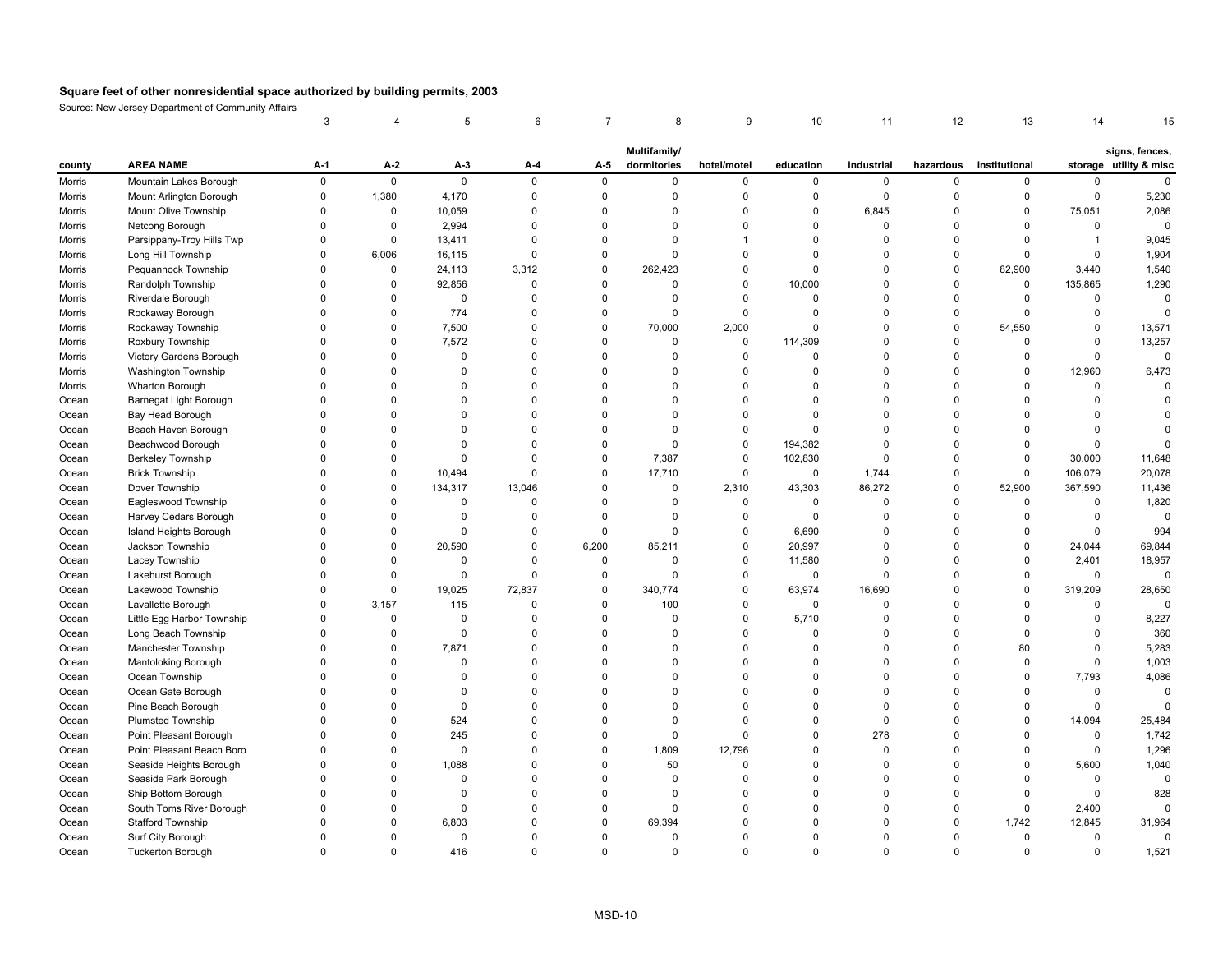## Square feet of other nonresidential space authorized by building permits, 2003

Source: New Jersey Department of Community Affairs

| | | 3 | 4 | 5 | 6 | 7 | 8 | 9 | 10 | 11 | 12 | 13 | 14 | 15 |
|---|---|---|---|---|---|---|---|---|---|---|---|---|---|---|
| county | AREA NAME | A-1 | A-2 | A-3 | A-4 | A-5 | Multifamily/ dormitories | hotel/motel | education | industrial | hazardous | institutional | storage | signs, fences, utility & misc |
| Morris | Mountain Lakes Borough | 0 | 0 | 0 | 0 | 0 | 0 | 0 | 0 | 0 | 0 | 0 | 0 | 0 |
| Morris | Mount Arlington Borough | 0 | 1,380 | 4,170 | 0 | 0 | 0 | 0 | 0 | 0 | 0 | 0 | 0 | 5,230 |
| Morris | Mount Olive Township | 0 | 0 | 10,059 | 0 | 0 | 0 | 0 | 0 | 6,845 | 0 | 0 | 75,051 | 2,086 |
| Morris | Netcong Borough | 0 | 0 | 2,994 | 0 | 0 | 0 | 0 | 0 | 0 | 0 | 0 | 0 | 0 |
| Morris | Parsippany-Troy Hills Twp | 0 | 0 | 13,411 | 0 | 0 | 0 | 1 | 0 | 0 | 0 | 0 | 1 | 9,045 |
| Morris | Long Hill Township | 0 | 6,006 | 16,115 | 0 | 0 | 0 | 0 | 0 | 0 | 0 | 0 | 0 | 1,904 |
| Morris | Pequannock Township | 0 | 0 | 24,113 | 3,312 | 0 | 262,423 | 0 | 0 | 0 | 0 | 82,900 | 3,440 | 1,540 |
| Morris | Randolph Township | 0 | 0 | 92,856 | 0 | 0 | 0 | 0 | 10,000 | 0 | 0 | 0 | 135,865 | 1,290 |
| Morris | Riverdale Borough | 0 | 0 | 0 | 0 | 0 | 0 | 0 | 0 | 0 | 0 | 0 | 0 | 0 |
| Morris | Rockaway Borough | 0 | 0 | 774 | 0 | 0 | 0 | 0 | 0 | 0 | 0 | 0 | 0 | 0 |
| Morris | Rockaway Township | 0 | 0 | 7,500 | 0 | 0 | 70,000 | 2,000 | 0 | 0 | 0 | 54,550 | 0 | 13,571 |
| Morris | Roxbury Township | 0 | 0 | 7,572 | 0 | 0 | 0 | 0 | 114,309 | 0 | 0 | 0 | 0 | 13,257 |
| Morris | Victory Gardens Borough | 0 | 0 | 0 | 0 | 0 | 0 | 0 | 0 | 0 | 0 | 0 | 0 | 0 |
| Morris | Washington Township | 0 | 0 | 0 | 0 | 0 | 0 | 0 | 0 | 0 | 0 | 0 | 12,960 | 6,473 |
| Morris | Wharton Borough | 0 | 0 | 0 | 0 | 0 | 0 | 0 | 0 | 0 | 0 | 0 | 0 | 0 |
| Ocean | Barnegat Light Borough | 0 | 0 | 0 | 0 | 0 | 0 | 0 | 0 | 0 | 0 | 0 | 0 | 0 |
| Ocean | Bay Head Borough | 0 | 0 | 0 | 0 | 0 | 0 | 0 | 0 | 0 | 0 | 0 | 0 | 0 |
| Ocean | Beach Haven Borough | 0 | 0 | 0 | 0 | 0 | 0 | 0 | 0 | 0 | 0 | 0 | 0 | 0 |
| Ocean | Beachwood Borough | 0 | 0 | 0 | 0 | 0 | 0 | 0 | 194,382 | 0 | 0 | 0 | 0 | 0 |
| Ocean | Berkeley Township | 0 | 0 | 0 | 0 | 0 | 7,387 | 0 | 102,830 | 0 | 0 | 0 | 30,000 | 11,648 |
| Ocean | Brick Township | 0 | 0 | 10,494 | 0 | 0 | 17,710 | 0 | 0 | 1,744 | 0 | 0 | 106,079 | 20,078 |
| Ocean | Dover Township | 0 | 0 | 134,317 | 13,046 | 0 | 0 | 2,310 | 43,303 | 86,272 | 0 | 52,900 | 367,590 | 11,436 |
| Ocean | Eagleswood Township | 0 | 0 | 0 | 0 | 0 | 0 | 0 | 0 | 0 | 0 | 0 | 0 | 1,820 |
| Ocean | Harvey Cedars Borough | 0 | 0 | 0 | 0 | 0 | 0 | 0 | 0 | 0 | 0 | 0 | 0 | 0 |
| Ocean | Island Heights Borough | 0 | 0 | 0 | 0 | 0 | 0 | 0 | 6,690 | 0 | 0 | 0 | 0 | 994 |
| Ocean | Jackson Township | 0 | 0 | 20,590 | 0 | 6,200 | 85,211 | 0 | 20,997 | 0 | 0 | 0 | 24,044 | 69,844 |
| Ocean | Lacey Township | 0 | 0 | 0 | 0 | 0 | 0 | 0 | 11,580 | 0 | 0 | 0 | 2,401 | 18,957 |
| Ocean | Lakehurst Borough | 0 | 0 | 0 | 0 | 0 | 0 | 0 | 0 | 0 | 0 | 0 | 0 | 0 |
| Ocean | Lakewood Township | 0 | 0 | 19,025 | 72,837 | 0 | 340,774 | 0 | 63,974 | 16,690 | 0 | 0 | 319,209 | 28,650 |
| Ocean | Lavallette Borough | 0 | 3,157 | 115 | 0 | 0 | 100 | 0 | 0 | 0 | 0 | 0 | 0 | 0 |
| Ocean | Little Egg Harbor Township | 0 | 0 | 0 | 0 | 0 | 0 | 0 | 5,710 | 0 | 0 | 0 | 0 | 8,227 |
| Ocean | Long Beach Township | 0 | 0 | 0 | 0 | 0 | 0 | 0 | 0 | 0 | 0 | 0 | 0 | 360 |
| Ocean | Manchester Township | 0 | 0 | 7,871 | 0 | 0 | 0 | 0 | 0 | 0 | 0 | 80 | 0 | 5,283 |
| Ocean | Mantoloking Borough | 0 | 0 | 0 | 0 | 0 | 0 | 0 | 0 | 0 | 0 | 0 | 0 | 1,003 |
| Ocean | Ocean Township | 0 | 0 | 0 | 0 | 0 | 0 | 0 | 0 | 0 | 0 | 0 | 7,793 | 4,086 |
| Ocean | Ocean Gate Borough | 0 | 0 | 0 | 0 | 0 | 0 | 0 | 0 | 0 | 0 | 0 | 0 | 0 |
| Ocean | Pine Beach Borough | 0 | 0 | 0 | 0 | 0 | 0 | 0 | 0 | 0 | 0 | 0 | 0 | 0 |
| Ocean | Plumsted Township | 0 | 0 | 524 | 0 | 0 | 0 | 0 | 0 | 0 | 0 | 0 | 14,094 | 25,484 |
| Ocean | Point Pleasant Borough | 0 | 0 | 245 | 0 | 0 | 0 | 0 | 0 | 278 | 0 | 0 | 0 | 1,742 |
| Ocean | Point Pleasant Beach Boro | 0 | 0 | 0 | 0 | 0 | 1,809 | 12,796 | 0 | 0 | 0 | 0 | 0 | 1,296 |
| Ocean | Seaside Heights Borough | 0 | 0 | 1,088 | 0 | 0 | 50 | 0 | 0 | 0 | 0 | 0 | 5,600 | 1,040 |
| Ocean | Seaside Park Borough | 0 | 0 | 0 | 0 | 0 | 0 | 0 | 0 | 0 | 0 | 0 | 0 | 0 |
| Ocean | Ship Bottom Borough | 0 | 0 | 0 | 0 | 0 | 0 | 0 | 0 | 0 | 0 | 0 | 0 | 828 |
| Ocean | South Toms River Borough | 0 | 0 | 0 | 0 | 0 | 0 | 0 | 0 | 0 | 0 | 0 | 2,400 | 0 |
| Ocean | Stafford Township | 0 | 0 | 6,803 | 0 | 0 | 69,394 | 0 | 0 | 0 | 0 | 1,742 | 12,845 | 31,964 |
| Ocean | Surf City Borough | 0 | 0 | 0 | 0 | 0 | 0 | 0 | 0 | 0 | 0 | 0 | 0 | 0 |
| Ocean | Tuckerton Borough | 0 | 0 | 416 | 0 | 0 | 0 | 0 | 0 | 0 | 0 | 0 | 0 | 1,521 |

MSD-10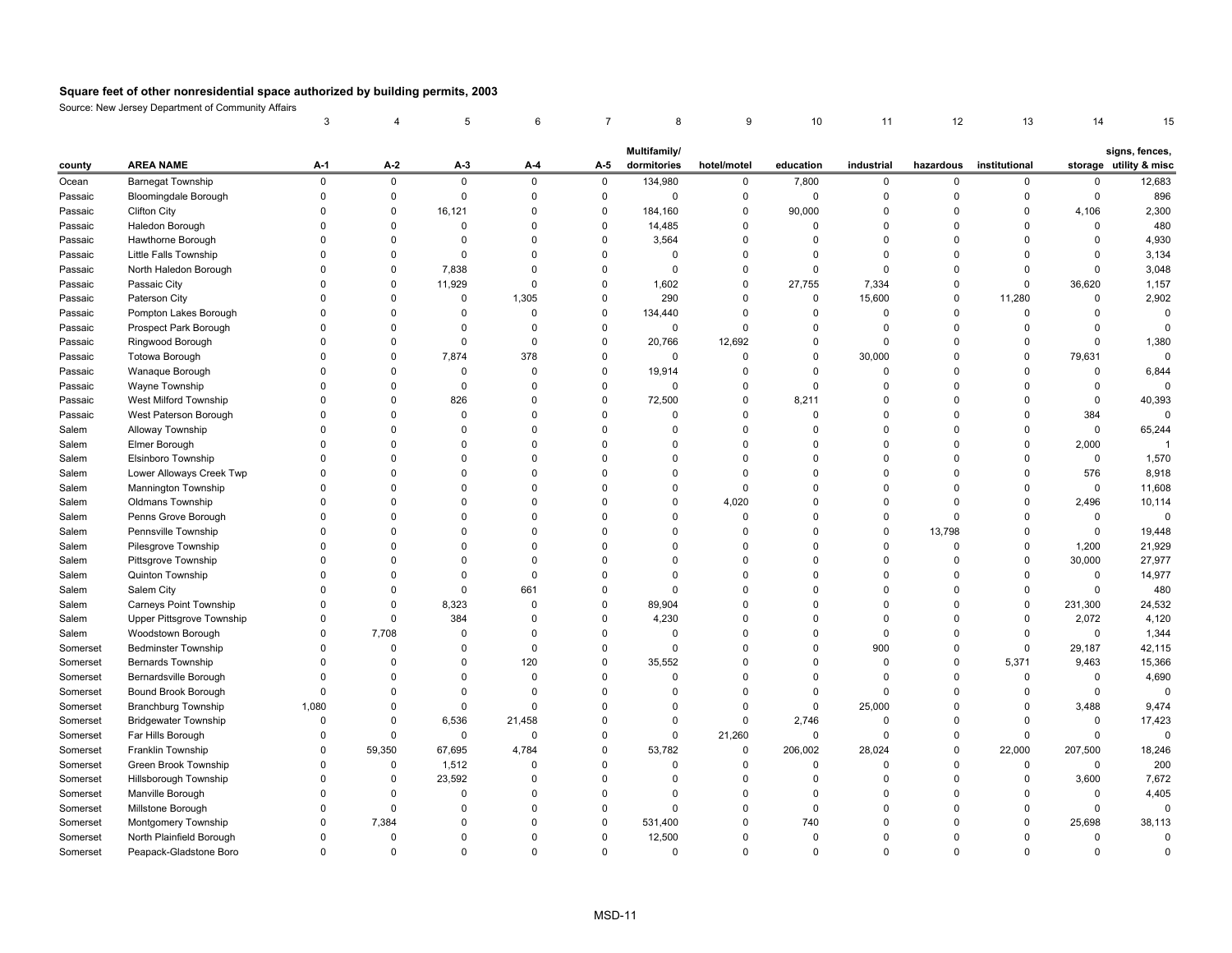# Square feet of other nonresidential space authorized by building permits, 2003

Source: New Jersey Department of Community Affairs

| | | 3 | 4 | 5 | 6 | 7 | 8 | 9 | 10 | 11 | 12 | 13 | 14 | 15 |
|---|---|---|---|---|---|---|---|---|---|---|---|---|---|---|
| county | AREA NAME | A-1 | A-2 | A-3 | A-4 | A-5 | Multifamily/ dormitories | hotel/motel | education | industrial | hazardous | institutional | storage | signs, fences, utility & misc |
| Ocean | Barnegat Township | 0 | 0 | 0 | 0 | 0 | 134,980 | 0 | 7,800 | 0 | 0 | 0 | 0 | 12,683 |
| Passaic | Bloomingdale Borough | 0 | 0 | 0 | 0 | 0 | 0 | 0 | 0 | 0 | 0 | 0 | 0 | 896 |
| Passaic | Clifton City | 0 | 0 | 16,121 | 0 | 0 | 184,160 | 0 | 90,000 | 0 | 0 | 0 | 4,106 | 2,300 |
| Passaic | Haledon Borough | 0 | 0 | 0 | 0 | 0 | 14,485 | 0 | 0 | 0 | 0 | 0 | 0 | 480 |
| Passaic | Hawthorne Borough | 0 | 0 | 0 | 0 | 0 | 3,564 | 0 | 0 | 0 | 0 | 0 | 0 | 4,930 |
| Passaic | Little Falls Township | 0 | 0 | 0 | 0 | 0 | 0 | 0 | 0 | 0 | 0 | 0 | 0 | 3,134 |
| Passaic | North Haledon Borough | 0 | 0 | 7,838 | 0 | 0 | 0 | 0 | 0 | 0 | 0 | 0 | 0 | 3,048 |
| Passaic | Passaic City | 0 | 0 | 11,929 | 0 | 0 | 1,602 | 0 | 27,755 | 7,334 | 0 | 0 | 36,620 | 1,157 |
| Passaic | Paterson City | 0 | 0 | 0 | 1,305 | 0 | 290 | 0 | 0 | 15,600 | 0 | 11,280 | 0 | 2,902 |
| Passaic | Pompton Lakes Borough | 0 | 0 | 0 | 0 | 0 | 134,440 | 0 | 0 | 0 | 0 | 0 | 0 | 0 |
| Passaic | Prospect Park Borough | 0 | 0 | 0 | 0 | 0 | 0 | 0 | 0 | 0 | 0 | 0 | 0 | 0 |
| Passaic | Ringwood Borough | 0 | 0 | 0 | 0 | 0 | 20,766 | 12,692 | 0 | 0 | 0 | 0 | 0 | 1,380 |
| Passaic | Totowa Borough | 0 | 0 | 7,874 | 378 | 0 | 0 | 0 | 0 | 30,000 | 0 | 0 | 79,631 | 0 |
| Passaic | Wanaque Borough | 0 | 0 | 0 | 0 | 0 | 19,914 | 0 | 0 | 0 | 0 | 0 | 0 | 6,844 |
| Passaic | Wayne Township | 0 | 0 | 0 | 0 | 0 | 0 | 0 | 0 | 0 | 0 | 0 | 0 | 0 |
| Passaic | West Milford Township | 0 | 0 | 826 | 0 | 0 | 72,500 | 0 | 8,211 | 0 | 0 | 0 | 0 | 40,393 |
| Passaic | West Paterson Borough | 0 | 0 | 0 | 0 | 0 | 0 | 0 | 0 | 0 | 0 | 0 | 384 | 0 |
| Salem | Alloway Township | 0 | 0 | 0 | 0 | 0 | 0 | 0 | 0 | 0 | 0 | 0 | 0 | 65,244 |
| Salem | Elmer Borough | 0 | 0 | 0 | 0 | 0 | 0 | 0 | 0 | 0 | 0 | 0 | 2,000 | 1 |
| Salem | Elsinboro Township | 0 | 0 | 0 | 0 | 0 | 0 | 0 | 0 | 0 | 0 | 0 | 0 | 1,570 |
| Salem | Lower Alloways Creek Twp | 0 | 0 | 0 | 0 | 0 | 0 | 0 | 0 | 0 | 0 | 0 | 576 | 8,918 |
| Salem | Mannington Township | 0 | 0 | 0 | 0 | 0 | 0 | 0 | 0 | 0 | 0 | 0 | 0 | 11,608 |
| Salem | Oldmans Township | 0 | 0 | 0 | 0 | 0 | 0 | 4,020 | 0 | 0 | 0 | 0 | 2,496 | 10,114 |
| Salem | Penns Grove Borough | 0 | 0 | 0 | 0 | 0 | 0 | 0 | 0 | 0 | 0 | 0 | 0 | 0 |
| Salem | Pennsville Township | 0 | 0 | 0 | 0 | 0 | 0 | 0 | 0 | 0 | 13,798 | 0 | 0 | 19,448 |
| Salem | Pilesgrove Township | 0 | 0 | 0 | 0 | 0 | 0 | 0 | 0 | 0 | 0 | 0 | 1,200 | 21,929 |
| Salem | Pittsgrove Township | 0 | 0 | 0 | 0 | 0 | 0 | 0 | 0 | 0 | 0 | 0 | 30,000 | 27,977 |
| Salem | Quinton Township | 0 | 0 | 0 | 0 | 0 | 0 | 0 | 0 | 0 | 0 | 0 | 0 | 14,977 |
| Salem | Salem City | 0 | 0 | 0 | 661 | 0 | 0 | 0 | 0 | 0 | 0 | 0 | 0 | 480 |
| Salem | Carneys Point Township | 0 | 0 | 8,323 | 0 | 0 | 89,904 | 0 | 0 | 0 | 0 | 0 | 231,300 | 24,532 |
| Salem | Upper Pittsgrove Township | 0 | 0 | 384 | 0 | 0 | 4,230 | 0 | 0 | 0 | 0 | 0 | 2,072 | 4,120 |
| Salem | Woodstown Borough | 0 | 7,708 | 0 | 0 | 0 | 0 | 0 | 0 | 0 | 0 | 0 | 0 | 1,344 |
| Somerset | Bedminster Township | 0 | 0 | 0 | 0 | 0 | 0 | 0 | 0 | 900 | 0 | 0 | 29,187 | 42,115 |
| Somerset | Bernards Township | 0 | 0 | 0 | 120 | 0 | 35,552 | 0 | 0 | 0 | 0 | 5,371 | 9,463 | 15,366 |
| Somerset | Bernardsville Borough | 0 | 0 | 0 | 0 | 0 | 0 | 0 | 0 | 0 | 0 | 0 | 0 | 4,690 |
| Somerset | Bound Brook Borough | 0 | 0 | 0 | 0 | 0 | 0 | 0 | 0 | 0 | 0 | 0 | 0 | 0 |
| Somerset | Branchburg Township | 1,080 | 0 | 0 | 0 | 0 | 0 | 0 | 0 | 25,000 | 0 | 0 | 3,488 | 9,474 |
| Somerset | Bridgewater Township | 0 | 0 | 6,536 | 21,458 | 0 | 0 | 0 | 2,746 | 0 | 0 | 0 | 0 | 17,423 |
| Somerset | Far Hills Borough | 0 | 0 | 0 | 0 | 0 | 0 | 21,260 | 0 | 0 | 0 | 0 | 0 | 0 |
| Somerset | Franklin Township | 0 | 59,350 | 67,695 | 4,784 | 0 | 53,782 | 0 | 206,002 | 28,024 | 0 | 22,000 | 207,500 | 18,246 |
| Somerset | Green Brook Township | 0 | 0 | 1,512 | 0 | 0 | 0 | 0 | 0 | 0 | 0 | 0 | 0 | 200 |
| Somerset | Hillsborough Township | 0 | 0 | 23,592 | 0 | 0 | 0 | 0 | 0 | 0 | 0 | 0 | 3,600 | 7,672 |
| Somerset | Manville Borough | 0 | 0 | 0 | 0 | 0 | 0 | 0 | 0 | 0 | 0 | 0 | 0 | 4,405 |
| Somerset | Millstone Borough | 0 | 0 | 0 | 0 | 0 | 0 | 0 | 0 | 0 | 0 | 0 | 0 | 0 |
| Somerset | Montgomery Township | 0 | 7,384 | 0 | 0 | 0 | 531,400 | 0 | 740 | 0 | 0 | 0 | 25,698 | 38,113 |
| Somerset | North Plainfield Borough | 0 | 0 | 0 | 0 | 0 | 12,500 | 0 | 0 | 0 | 0 | 0 | 0 | 0 |
| Somerset | Peapack-Gladstone Boro | 0 | 0 | 0 | 0 | 0 | 0 | 0 | 0 | 0 | 0 | 0 | 0 | 0 |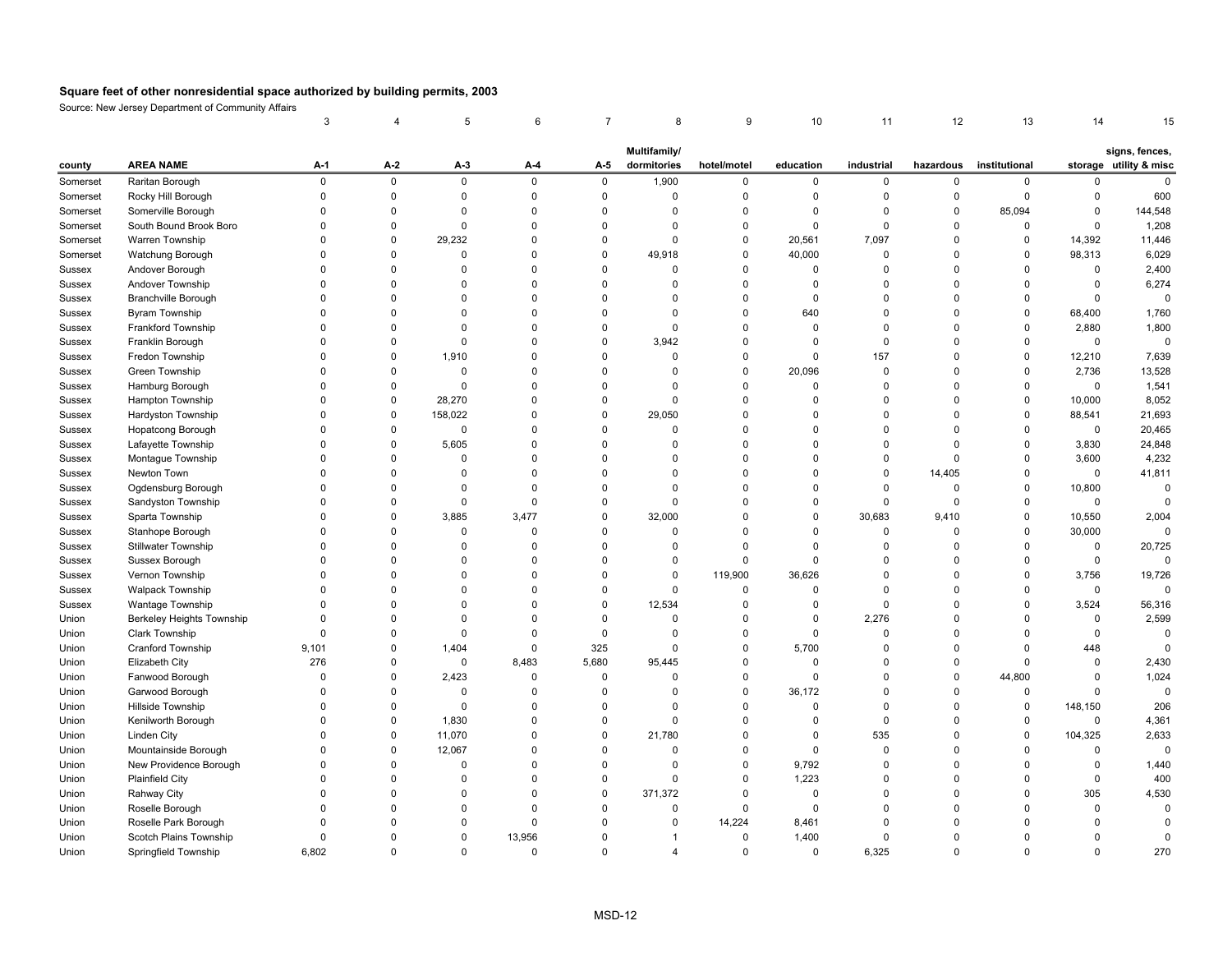## Square feet of other nonresidential space authorized by building permits, 2003

Source: New Jersey Department of Community Affairs

| | | 3 | 4 | 5 | 6 | 7 | 8 | 9 | 10 | 11 | 12 | 13 | 14 | 15 |
|---|---|---|---|---|---|---|---|---|---|---|---|---|---|---|
| county | AREA NAME | A-1 | A-2 | A-3 | A-4 | A-5 | Multifamily/ dormitories | hotel/motel | education | industrial | hazardous | institutional | storage | signs, fences, utility & misc |
| Somerset | Raritan Borough | 0 | 0 | 0 | 0 | 0 | 1,900 | 0 | 0 | 0 | 0 | 0 | 0 | 0 |
| Somerset | Rocky Hill Borough | 0 | 0 | 0 | 0 | 0 | 0 | 0 | 0 | 0 | 0 | 0 | 0 | 600 |
| Somerset | Somerville Borough | 0 | 0 | 0 | 0 | 0 | 0 | 0 | 0 | 0 | 0 | 85,094 | 0 | 144,548 |
| Somerset | South Bound Brook Boro | 0 | 0 | 0 | 0 | 0 | 0 | 0 | 0 | 0 | 0 | 0 | 0 | 1,208 |
| Somerset | Warren Township | 0 | 0 | 29,232 | 0 | 0 | 0 | 0 | 20,561 | 7,097 | 0 | 0 | 14,392 | 11,446 |
| Somerset | Watchung Borough | 0 | 0 | 0 | 0 | 0 | 49,918 | 0 | 40,000 | 0 | 0 | 0 | 98,313 | 6,029 |
| Sussex | Andover Borough | 0 | 0 | 0 | 0 | 0 | 0 | 0 | 0 | 0 | 0 | 0 | 0 | 2,400 |
| Sussex | Andover Township | 0 | 0 | 0 | 0 | 0 | 0 | 0 | 0 | 0 | 0 | 0 | 0 | 6,274 |
| Sussex | Branchville Borough | 0 | 0 | 0 | 0 | 0 | 0 | 0 | 0 | 0 | 0 | 0 | 0 | 0 |
| Sussex | Byram Township | 0 | 0 | 0 | 0 | 0 | 0 | 0 | 640 | 0 | 0 | 0 | 68,400 | 1,760 |
| Sussex | Frankford Township | 0 | 0 | 0 | 0 | 0 | 0 | 0 | 0 | 0 | 0 | 0 | 2,880 | 1,800 |
| Sussex | Franklin Borough | 0 | 0 | 0 | 0 | 0 | 3,942 | 0 | 0 | 0 | 0 | 0 | 0 | 0 |
| Sussex | Fredon Township | 0 | 0 | 1,910 | 0 | 0 | 0 | 0 | 0 | 157 | 0 | 0 | 12,210 | 7,639 |
| Sussex | Green Township | 0 | 0 | 0 | 0 | 0 | 0 | 0 | 20,096 | 0 | 0 | 0 | 2,736 | 13,528 |
| Sussex | Hamburg Borough | 0 | 0 | 0 | 0 | 0 | 0 | 0 | 0 | 0 | 0 | 0 | 0 | 1,541 |
| Sussex | Hampton Township | 0 | 0 | 28,270 | 0 | 0 | 0 | 0 | 0 | 0 | 0 | 0 | 10,000 | 8,052 |
| Sussex | Hardyston Township | 0 | 0 | 158,022 | 0 | 0 | 29,050 | 0 | 0 | 0 | 0 | 0 | 88,541 | 21,693 |
| Sussex | Hopatcong Borough | 0 | 0 | 0 | 0 | 0 | 0 | 0 | 0 | 0 | 0 | 0 | 0 | 20,465 |
| Sussex | Lafayette Township | 0 | 0 | 5,605 | 0 | 0 | 0 | 0 | 0 | 0 | 0 | 0 | 3,830 | 24,848 |
| Sussex | Montague Township | 0 | 0 | 0 | 0 | 0 | 0 | 0 | 0 | 0 | 0 | 0 | 3,600 | 4,232 |
| Sussex | Newton Town | 0 | 0 | 0 | 0 | 0 | 0 | 0 | 0 | 0 | 14,405 | 0 | 0 | 41,811 |
| Sussex | Ogdensburg Borough | 0 | 0 | 0 | 0 | 0 | 0 | 0 | 0 | 0 | 0 | 0 | 10,800 | 0 |
| Sussex | Sandyston Township | 0 | 0 | 0 | 0 | 0 | 0 | 0 | 0 | 0 | 0 | 0 | 0 | 0 |
| Sussex | Sparta Township | 0 | 0 | 3,885 | 3,477 | 0 | 32,000 | 0 | 0 | 30,683 | 9,410 | 0 | 10,550 | 2,004 |
| Sussex | Stanhope Borough | 0 | 0 | 0 | 0 | 0 | 0 | 0 | 0 | 0 | 0 | 0 | 30,000 | 0 |
| Sussex | Stillwater Township | 0 | 0 | 0 | 0 | 0 | 0 | 0 | 0 | 0 | 0 | 0 | 0 | 20,725 |
| Sussex | Sussex Borough | 0 | 0 | 0 | 0 | 0 | 0 | 0 | 0 | 0 | 0 | 0 | 0 | 0 |
| Sussex | Vernon Township | 0 | 0 | 0 | 0 | 0 | 0 | 119,900 | 36,626 | 0 | 0 | 0 | 3,756 | 19,726 |
| Sussex | Walpack Township | 0 | 0 | 0 | 0 | 0 | 0 | 0 | 0 | 0 | 0 | 0 | 0 | 0 |
| Sussex | Wantage Township | 0 | 0 | 0 | 0 | 0 | 12,534 | 0 | 0 | 0 | 0 | 0 | 3,524 | 56,316 |
| Union | Berkeley Heights Township | 0 | 0 | 0 | 0 | 0 | 0 | 0 | 0 | 2,276 | 0 | 0 | 0 | 2,599 |
| Union | Clark Township | 0 | 0 | 0 | 0 | 0 | 0 | 0 | 0 | 0 | 0 | 0 | 0 | 0 |
| Union | Cranford Township | 9,101 | 0 | 1,404 | 0 | 325 | 0 | 0 | 5,700 | 0 | 0 | 0 | 448 | 0 |
| Union | Elizabeth City | 276 | 0 | 0 | 8,483 | 5,680 | 95,445 | 0 | 0 | 0 | 0 | 0 | 0 | 2,430 |
| Union | Fanwood Borough | 0 | 0 | 2,423 | 0 | 0 | 0 | 0 | 0 | 0 | 0 | 44,800 | 0 | 1,024 |
| Union | Garwood Borough | 0 | 0 | 0 | 0 | 0 | 0 | 0 | 36,172 | 0 | 0 | 0 | 0 | 0 |
| Union | Hillside Township | 0 | 0 | 0 | 0 | 0 | 0 | 0 | 0 | 0 | 0 | 0 | 148,150 | 206 |
| Union | Kenilworth Borough | 0 | 0 | 1,830 | 0 | 0 | 0 | 0 | 0 | 0 | 0 | 0 | 0 | 4,361 |
| Union | Linden City | 0 | 0 | 11,070 | 0 | 0 | 21,780 | 0 | 0 | 535 | 0 | 0 | 104,325 | 2,633 |
| Union | Mountainside Borough | 0 | 0 | 12,067 | 0 | 0 | 0 | 0 | 0 | 0 | 0 | 0 | 0 | 0 |
| Union | New Providence Borough | 0 | 0 | 0 | 0 | 0 | 0 | 0 | 9,792 | 0 | 0 | 0 | 0 | 1,440 |
| Union | Plainfield City | 0 | 0 | 0 | 0 | 0 | 0 | 0 | 1,223 | 0 | 0 | 0 | 0 | 400 |
| Union | Rahway City | 0 | 0 | 0 | 0 | 0 | 371,372 | 0 | 0 | 0 | 0 | 0 | 305 | 4,530 |
| Union | Roselle Borough | 0 | 0 | 0 | 0 | 0 | 0 | 0 | 0 | 0 | 0 | 0 | 0 | 0 |
| Union | Roselle Park Borough | 0 | 0 | 0 | 0 | 0 | 0 | 14,224 | 8,461 | 0 | 0 | 0 | 0 | 0 |
| Union | Scotch Plains Township | 0 | 0 | 0 | 13,956 | 0 | 1 | 0 | 1,400 | 0 | 0 | 0 | 0 | 0 |
| Union | Springfield Township | 6,802 | 0 | 0 | 0 | 0 | 4 | 0 | 0 | 6,325 | 0 | 0 | 0 | 270 |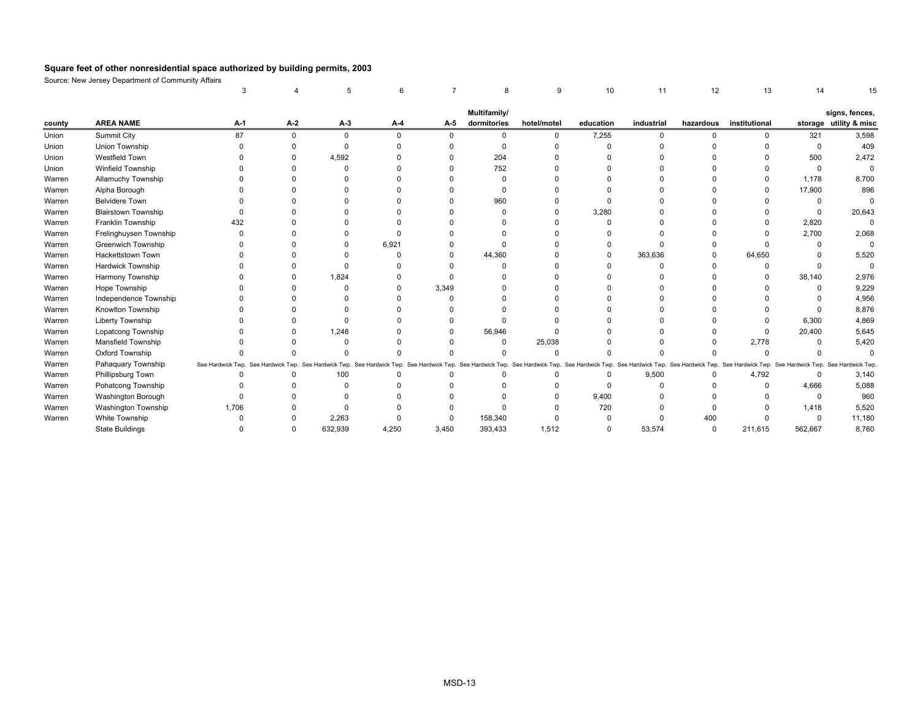**Square feet of other nonresidential space authorized by building permits, 2003**

Source: New Jersey Department of Community Affairs

| | | 3 | 4 | 5 | 6 | 7 | 8 | 9 | 10 | 11 | 12 | 13 | 14 | 15 |
|---|---|---|---|---|---|---|---|---|---|---|---|---|---|---|
| **county** | **AREA NAME** | **A-1** | **A-2** | **A-3** | **A-4** | **A-5** | **Multifamily/ dormitories** | **hotel/motel** | **education** | **industrial** | **hazardous** | **institutional** | **storage** | **signs, fences, utility & misc** |
| Union | Summit City | 87 | 0 | 0 | 0 | 0 | 0 | 0 | 7,255 | 0 | 0 | 0 | 321 | 3,598 |
| Union | Union Township | 0 | 0 | 0 | 0 | 0 | 0 | 0 | 0 | 0 | 0 | 0 | 0 | 409 |
| Union | Westfield Town | 0 | 0 | 4,592 | 0 | 0 | 204 | 0 | 0 | 0 | 0 | 0 | 500 | 2,472 |
| Union | Winfield Township | 0 | 0 | 0 | 0 | 0 | 752 | 0 | 0 | 0 | 0 | 0 | 0 | 0 |
| Warren | Allamuchy Township | 0 | 0 | 0 | 0 | 0 | 0 | 0 | 0 | 0 | 0 | 0 | 1,178 | 8,700 |
| Warren | Alpha Borough | 0 | 0 | 0 | 0 | 0 | 0 | 0 | 0 | 0 | 0 | 0 | 17,900 | 896 |
| Warren | Belvidere Town | 0 | 0 | 0 | 0 | 0 | 960 | 0 | 0 | 0 | 0 | 0 | 0 | 0 |
| Warren | Blairstown Township | 0 | 0 | 0 | 0 | 0 | 0 | 0 | 3,280 | 0 | 0 | 0 | 0 | 20,643 |
| Warren | Franklin Township | 432 | 0 | 0 | 0 | 0 | 0 | 0 | 0 | 0 | 0 | 0 | 2,820 | 0 |
| Warren | Frelinghuysen Township | 0 | 0 | 0 | 0 | 0 | 0 | 0 | 0 | 0 | 0 | 0 | 2,700 | 2,068 |
| Warren | Greenwich Township | 0 | 0 | 0 | 6,921 | 0 | 0 | 0 | 0 | 0 | 0 | 0 | 0 | 0 |
| Warren | Hackettstown Town | 0 | 0 | 0 | 0 | 0 | 44,360 | 0 | 0 | 363,636 | 0 | 64,650 | 0 | 5,520 |
| Warren | Hardwick Township | 0 | 0 | 0 | 0 | 0 | 0 | 0 | 0 | 0 | 0 | 0 | 0 | 0 |
| Warren | Harmony Township | 0 | 0 | 1,824 | 0 | 0 | 0 | 0 | 0 | 0 | 0 | 0 | 38,140 | 2,976 |
| Warren | Hope Township | 0 | 0 | 0 | 0 | 3,349 | 0 | 0 | 0 | 0 | 0 | 0 | 0 | 9,229 |
| Warren | Independence Township | 0 | 0 | 0 | 0 | 0 | 0 | 0 | 0 | 0 | 0 | 0 | 0 | 4,956 |
| Warren | Knowlton Township | 0 | 0 | 0 | 0 | 0 | 0 | 0 | 0 | 0 | 0 | 0 | 0 | 8,876 |
| Warren | Liberty Township | 0 | 0 | 0 | 0 | 0 | 0 | 0 | 0 | 0 | 0 | 0 | 6,300 | 4,869 |
| Warren | Lopatcong Township | 0 | 0 | 1,248 | 0 | 0 | 56,946 | 0 | 0 | 0 | 0 | 0 | 20,400 | 5,645 |
| Warren | Mansfield Township | 0 | 0 | 0 | 0 | 0 | 0 | 25,038 | 0 | 0 | 0 | 2,778 | 0 | 5,420 |
| Warren | Oxford Township | 0 | 0 | 0 | 0 | 0 | 0 | 0 | 0 | 0 | 0 | 0 | 0 | 0 |
| Warren | Pahaquary Township | See Hardwick Twp. | See Hardwick Twp. | See Hardwick Twp. | See Hardwick Twp. | See Hardwick Twp. | See Hardwick Twp. | See Hardwick Twp. | See Hardwick Twp. | See Hardwick Twp. | See Hardwick Twp. | See Hardwick Twp. | See Hardwick Twp. | See Hardwick Twp. |
| Warren | Phillipsburg Town | 0 | 0 | 100 | 0 | 0 | 0 | 0 | 0 | 9,500 | 0 | 4,792 | 0 | 3,140 |
| Warren | Pohatcong Township | 0 | 0 | 0 | 0 | 0 | 0 | 0 | 0 | 0 | 0 | 0 | 4,666 | 5,088 |
| Warren | Washington Borough | 0 | 0 | 0 | 0 | 0 | 0 | 0 | 9,400 | 0 | 0 | 0 | 0 | 960 |
| Warren | Washington Township | 1,706 | 0 | 0 | 0 | 0 | 0 | 0 | 720 | 0 | 0 | 0 | 1,418 | 5,520 |
| Warren | White Township | 0 | 0 | 2,263 | 0 | 0 | 158,340 | 0 | 0 | 0 | 400 | 0 | 0 | 11,180 |
| | State Buildings | 0 | 0 | 632,939 | 4,250 | 3,450 | 393,433 | 1,512 | 0 | 53,574 | 0 | 211,615 | 562,667 | 8,760 |